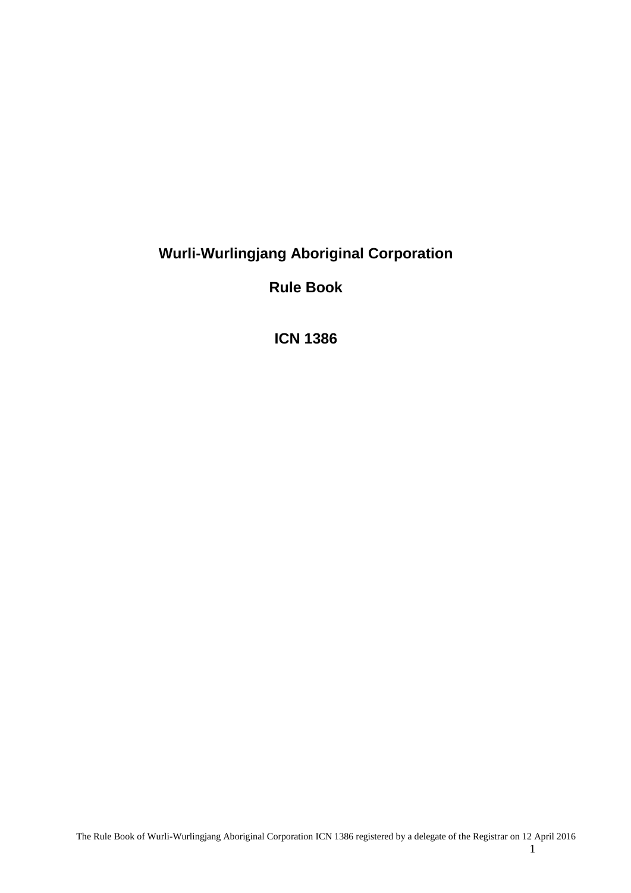# Wurli-Wurlingjang Aboriginal Corporation

## Rule Book

## ICN 1386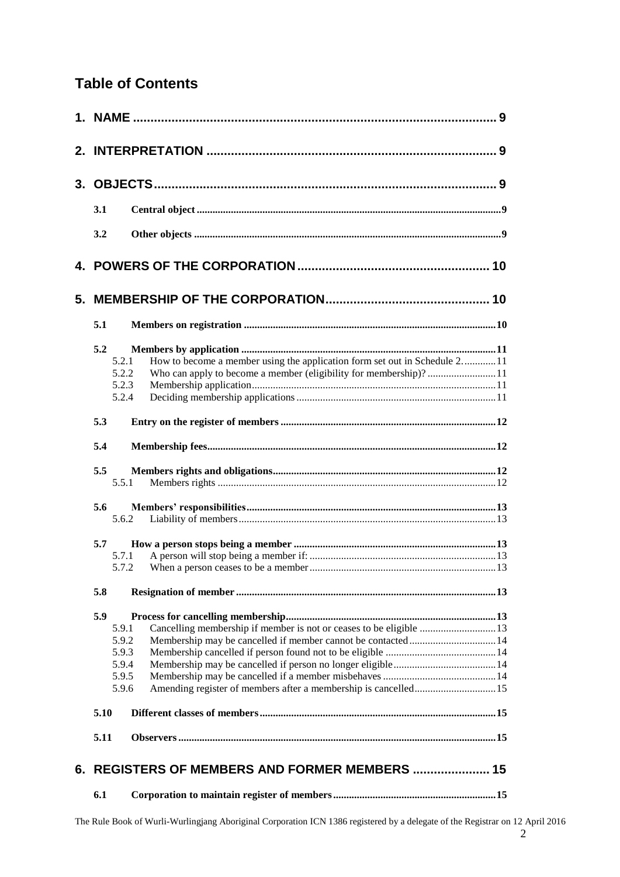# Table of Contents

**1. NAME** ........................................................................................................ 9

**2. INTERPRETATION** ................................................................................... 9

**3. OBJECTS** ................................................................................................. 9

- **3.1 Central object** ........................................................................................ 9
- **3.2 Other objects** ......................................................................................... 9

**4. POWERS OF THE CORPORATION** ....................................................... 10

**5. MEMBERSHIP OF THE CORPORATION** ............................................... 10

- **5.1 Members on registration** ...................................................................... 10
- **5.2 Members by application** ....................................................................... 11
  - 5.2.1 How to become a member using the application form set out in Schedule 2. ............ 11
  - 5.2.2 Who can apply to become a member (eligibility for membership)? .......................... 11
  - 5.2.3 Membership application ........................................................................................ 11
  - 5.2.4 Deciding membership applications ........................................................................ 11
- **5.3 Entry on the register of members** ......................................................... 12
- **5.4 Membership fees** .................................................................................. 12
- **5.5 Members rights and obligations** ............................................................ 12
  - 5.5.1 Members rights ..................................................................................................... 12
- **5.6 Members' responsibilities** ..................................................................... 13
  - 5.6.2 Liability of members ............................................................................................. 13
- **5.7 How a person stops being a member** .................................................... 13
  - 5.7.1 A person will stop being a member if: ................................................................... 13
  - 5.7.2 When a person ceases to be a member ................................................................... 13
- **5.8 Resignation of member** ........................................................................ 13
- **5.9 Process for cancelling membership** ...................................................... 13
  - 5.9.1 Cancelling membership if member is not or ceases to be eligible .............................. 13
  - 5.9.2 Membership may be cancelled if member cannot be contacted .................................. 14
  - 5.9.3 Membership cancelled if person found not to be eligible .......................................... 14
  - 5.9.4 Membership may be cancelled if person no longer eligible ....................................... 14
  - 5.9.5 Membership may be cancelled if a member misbehaves ........................................... 14
  - 5.9.6 Amending register of members after a membership is cancelled ............................... 15
- **5.10 Different classes of members** .............................................................. 15
- **5.11 Observers** ........................................................................................... 15

**6. REGISTERS OF MEMBERS AND FORMER MEMBERS** ........................ 15

- **6.1 Corporation to maintain register of members** ........................................ 15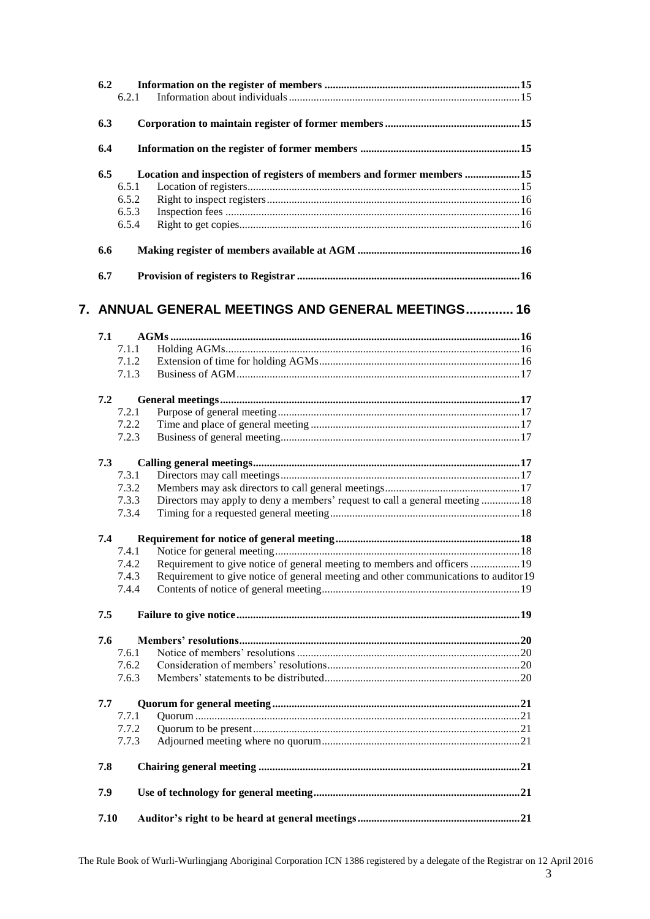**6.2 Information on the register of members .......... 15**

6.2.1 Information about individuals .......... 15

**6.3 Corporation to maintain register of former members .......... 15**

**6.4 Information on the register of former members .......... 15**

**6.5 Location and inspection of registers of members and former members .......... 15**

6.5.1 Location of registers .......... 15
6.5.2 Right to inspect registers .......... 16
6.5.3 Inspection fees .......... 16
6.5.4 Right to get copies .......... 16

**6.6 Making register of members available at AGM .......... 16**

**6.7 Provision of registers to Registrar .......... 16**

# 7. ANNUAL GENERAL MEETINGS AND GENERAL MEETINGS .......... 16

**7.1 AGMs .......... 16**

7.1.1 Holding AGMs .......... 16
7.1.2 Extension of time for holding AGMs .......... 16
7.1.3 Business of AGM .......... 17

**7.2 General meetings .......... 17**

7.2.1 Purpose of general meeting .......... 17
7.2.2 Time and place of general meeting .......... 17
7.2.3 Business of general meeting .......... 17

**7.3 Calling general meetings .......... 17**

7.3.1 Directors may call meetings .......... 17
7.3.2 Members may ask directors to call general meetings .......... 17
7.3.3 Directors may apply to deny a members' request to call a general meeting .......... 18
7.3.4 Timing for a requested general meeting .......... 18

**7.4 Requirement for notice of general meeting .......... 18**

7.4.1 Notice for general meeting .......... 18
7.4.2 Requirement to give notice of general meeting to members and officers .......... 19
7.4.3 Requirement to give notice of general meeting and other communications to auditor 19
7.4.4 Contents of notice of general meeting .......... 19

**7.5 Failure to give notice .......... 19**

**7.6 Members' resolutions .......... 20**

7.6.1 Notice of members' resolutions .......... 20
7.6.2 Consideration of members' resolutions .......... 20
7.6.3 Members' statements to be distributed .......... 20

**7.7 Quorum for general meeting .......... 21**

7.7.1 Quorum .......... 21
7.7.2 Quorum to be present .......... 21
7.7.3 Adjourned meeting where no quorum .......... 21

**7.8 Chairing general meeting .......... 21**

**7.9 Use of technology for general meeting .......... 21**

**7.10 Auditor's right to be heard at general meetings .......... 21**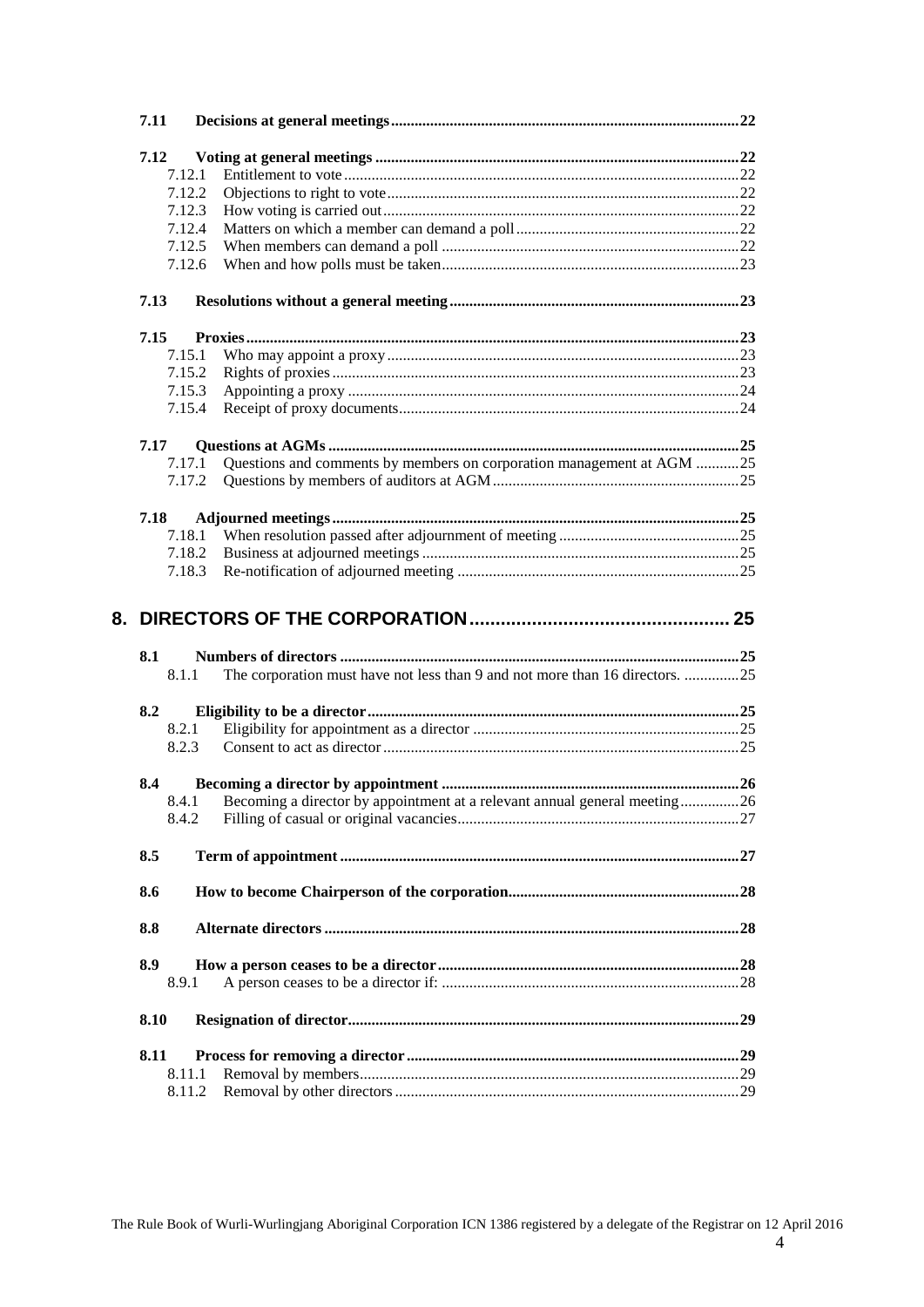**7.11 Decisions at general meetings** ....................................... 22

**7.12 Voting at general meetings** ....................................... 22

- 7.12.1 Entitlement to vote ....................................... 22
- 7.12.2 Objections to right to vote ....................................... 22
- 7.12.3 How voting is carried out ....................................... 22
- 7.12.4 Matters on which a member can demand a poll ....................................... 22
- 7.12.5 When members can demand a poll ....................................... 22
- 7.12.6 When and how polls must be taken ....................................... 23

**7.13 Resolutions without a general meeting** ....................................... 23

**7.15 Proxies** ....................................... 23

- 7.15.1 Who may appoint a proxy ....................................... 23
- 7.15.2 Rights of proxies ....................................... 23
- 7.15.3 Appointing a proxy ....................................... 24
- 7.15.4 Receipt of proxy documents ....................................... 24

**7.17 Questions at AGMs** ....................................... 25

- 7.17.1 Questions and comments by members on corporation management at AGM ....................................... 25
- 7.17.2 Questions by members of auditors at AGM ....................................... 25

**7.18 Adjourned meetings** ....................................... 25

- 7.18.1 When resolution passed after adjournment of meeting ....................................... 25
- 7.18.2 Business at adjourned meetings ....................................... 25
- 7.18.3 Re-notification of adjourned meeting ....................................... 25

## 8. DIRECTORS OF THE CORPORATION ....................................... 25

**8.1 Numbers of directors** ....................................... 25

- 8.1.1 The corporation must have not less than 9 and not more than 16 directors. ....................................... 25

**8.2 Eligibility to be a director** ....................................... 25

- 8.2.1 Eligibility for appointment as a director ....................................... 25
- 8.2.3 Consent to act as director ....................................... 25

**8.4 Becoming a director by appointment** ....................................... 26

- 8.4.1 Becoming a director by appointment at a relevant annual general meeting ....................................... 26
- 8.4.2 Filling of casual or original vacancies ....................................... 27

**8.5 Term of appointment** ....................................... 27

**8.6 How to become Chairperson of the corporation** ....................................... 28

**8.8 Alternate directors** ....................................... 28

**8.9 How a person ceases to be a director** ....................................... 28

- 8.9.1 A person ceases to be a director if: ....................................... 28

**8.10 Resignation of director** ....................................... 29

**8.11 Process for removing a director** ....................................... 29

- 8.11.1 Removal by members ....................................... 29
- 8.11.2 Removal by other directors ....................................... 29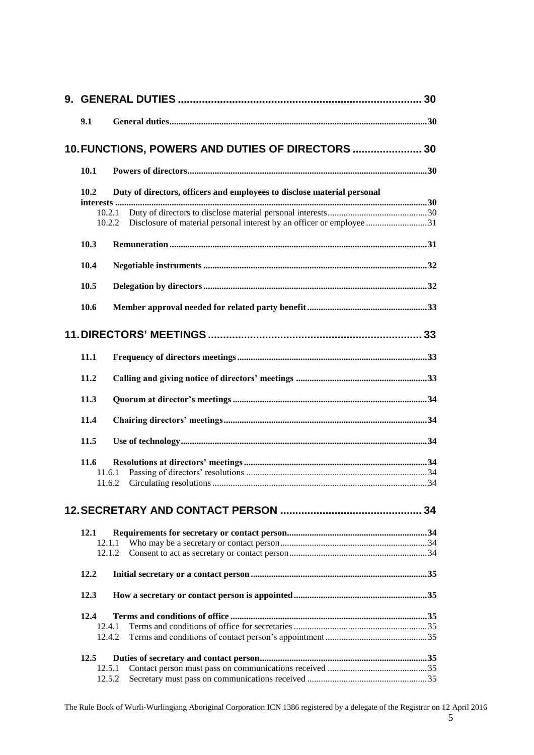**9. GENERAL DUTIES ..................................................................................... 30**

**9.1 General duties.................................................................................................................30**

**10. FUNCTIONS, POWERS AND DUTIES OF DIRECTORS ....................... 30**

**10.1 Powers of directors..........................................................................................................30**

**10.2 Duty of directors, officers and employees to disclose material personal interests ..........................................................................................................................................30**

10.2.1 Duty of directors to disclose material personal interests...........................................30

10.2.2 Disclosure of material personal interest by an officer or employee ..........................31

**10.3 Remuneration.................................................................................................................31**

**10.4 Negotiable instruments ..................................................................................................32**

**10.5 Delegation by directors..................................................................................................32**

**10.6 Member approval needed for related party benefit.....................................................33**

**11. DIRECTORS' MEETINGS ...................................................................... 33**

**11.1 Frequency of directors meetings...................................................................................33**

**11.2 Calling and giving notice of directors' meetings .........................................................33**

**11.3 Quorum at director's meetings.....................................................................................34**

**11.4 Chairing directors' meetings.........................................................................................34**

**11.5 Use of technology............................................................................................................34**

**11.6 Resolutions at directors' meetings................................................................................34**

11.6.1 Passing of directors' resolutions ...............................................................................34

11.6.2 Circulating resolutions..............................................................................................34

**12. SECRETARY AND CONTACT PERSON .............................................. 34**

**12.1 Requirements for secretary or contact person.............................................................34**

12.1.1 Who may be a secretary or contact person................................................................34

12.1.2 Consent to act as secretary or contact person............................................................34

**12.2 Initial secretary or a contact person.............................................................................35**

**12.3 How a secretary or contact person is appointed..........................................................35**

**12.4 Terms and conditions of office ......................................................................................35**

12.4.1 Terms and conditions of office for secretaries..........................................................35

12.4.2 Terms and conditions of contact person's appointment............................................35

**12.5 Duties of secretary and contact person.........................................................................35**

12.5.1 Contact person must pass on communications received ...........................................35

12.5.2 Secretary must pass on communications received ....................................................35

The Rule Book of Wurli-Wurlingjang Aboriginal Corporation ICN 1386 registered by a delegate of the Registrar on 12 April 2016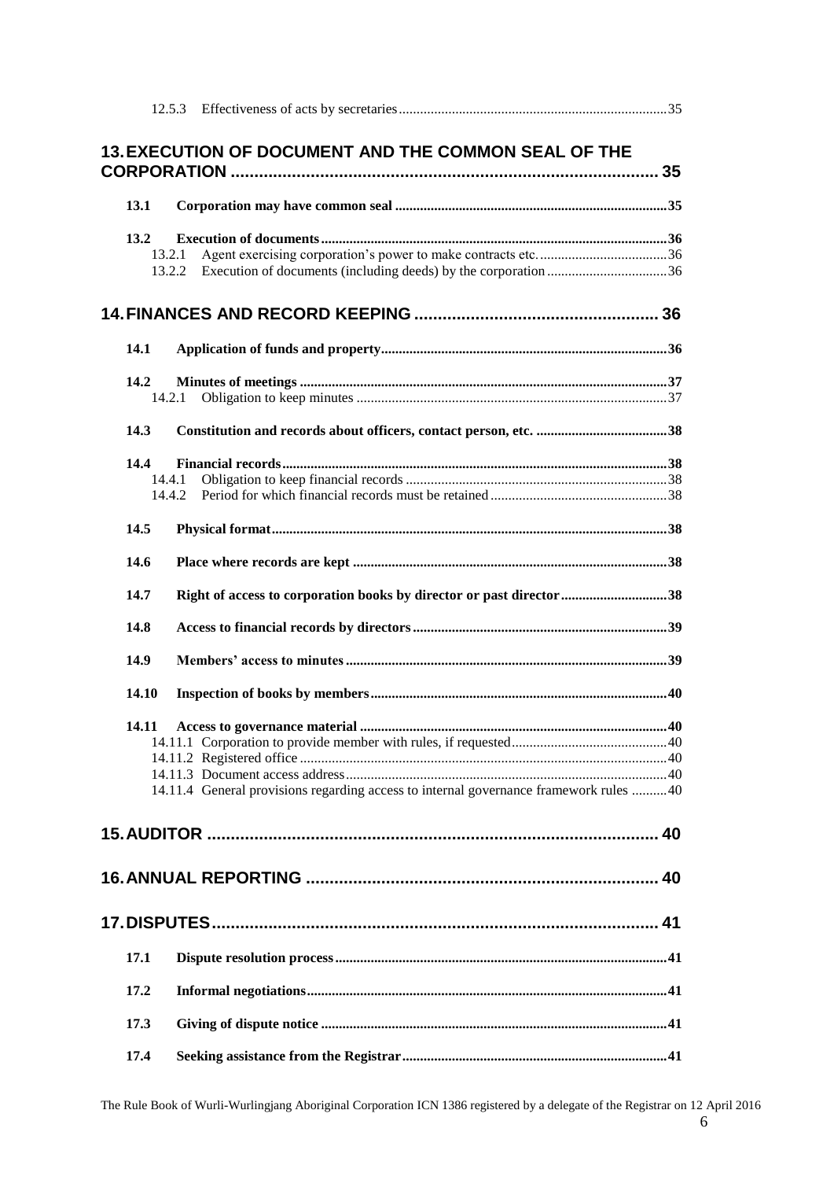12.5.3 Effectiveness of acts by secretaries ... 35

**13. EXECUTION OF DOCUMENT AND THE COMMON SEAL OF THE CORPORATION ... 35**

**13.1 Corporation may have common seal ... 35**

**13.2 Execution of documents ... 36**

13.2.1 Agent exercising corporation's power to make contracts etc. ... 36

13.2.2 Execution of documents (including deeds) by the corporation ... 36

**14. FINANCES AND RECORD KEEPING ... 36**

**14.1 Application of funds and property ... 36**

**14.2 Minutes of meetings ... 37**

14.2.1 Obligation to keep minutes ... 37

**14.3 Constitution and records about officers, contact person, etc. ... 38**

**14.4 Financial records ... 38**

14.4.1 Obligation to keep financial records ... 38

14.4.2 Period for which financial records must be retained ... 38

**14.5 Physical format ... 38**

**14.6 Place where records are kept ... 38**

**14.7 Right of access to corporation books by director or past director ... 38**

**14.8 Access to financial records by directors ... 39**

**14.9 Members' access to minutes ... 39**

**14.10 Inspection of books by members ... 40**

**14.11 Access to governance material ... 40**

14.11.1 Corporation to provide member with rules, if requested ... 40

14.11.2 Registered office ... 40

14.11.3 Document access address ... 40

14.11.4 General provisions regarding access to internal governance framework rules ... 40

**15. AUDITOR ... 40**

**16. ANNUAL REPORTING ... 40**

**17. DISPUTES ... 41**

**17.1 Dispute resolution process ... 41**

**17.2 Informal negotiations ... 41**

**17.3 Giving of dispute notice ... 41**

**17.4 Seeking assistance from the Registrar ... 41**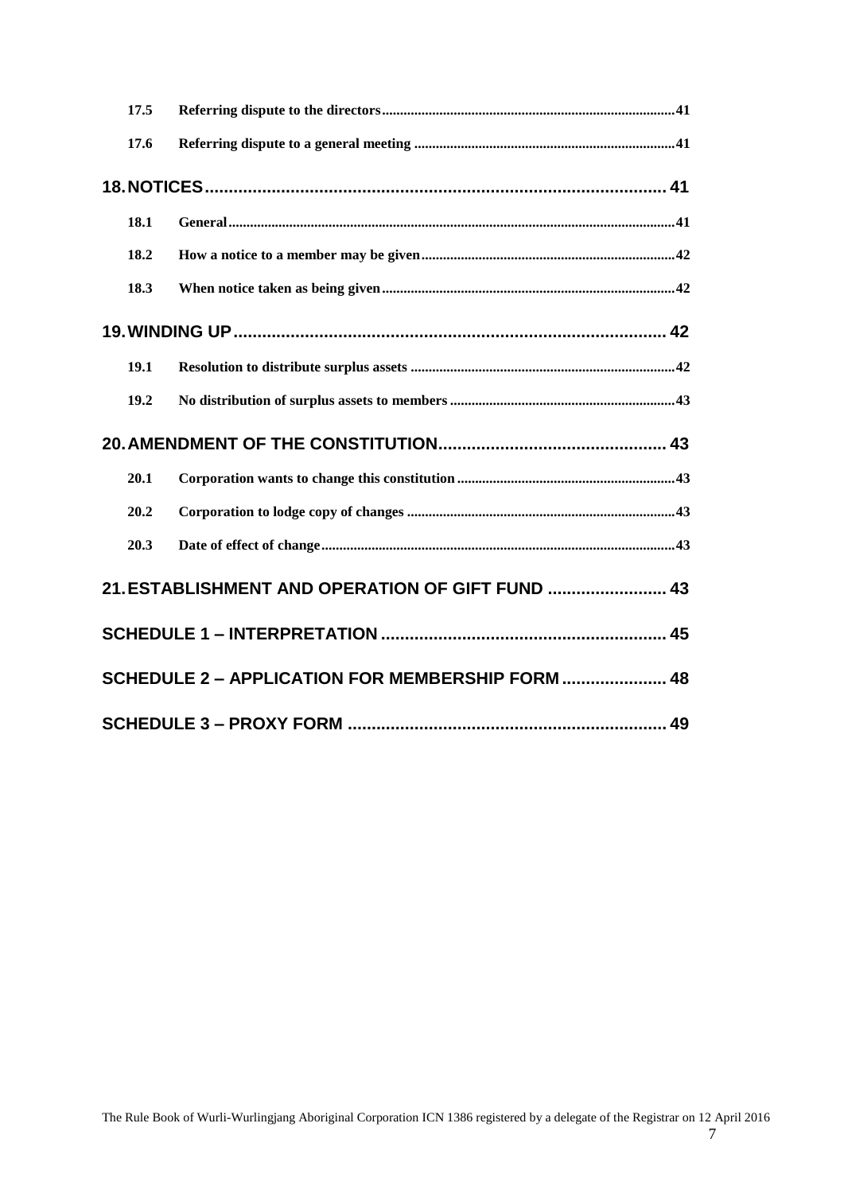| | | |
|---|---|---|
| **17.5** | **Referring dispute to the directors** | **41** |
| **17.6** | **Referring dispute to a general meeting** | **41** |

**18. NOTICES ..... 41**

| | | |
|---|---|---|
| **18.1** | **General** | **41** |
| **18.2** | **How a notice to a member may be given** | **42** |
| **18.3** | **When notice taken as being given** | **42** |

**19. WINDING UP ..... 42**

| | | |
|---|---|---|
| **19.1** | **Resolution to distribute surplus assets** | **42** |
| **19.2** | **No distribution of surplus assets to members** | **43** |

**20. AMENDMENT OF THE CONSTITUTION ..... 43**

| | | |
|---|---|---|
| **20.1** | **Corporation wants to change this constitution** | **43** |
| **20.2** | **Corporation to lodge copy of changes** | **43** |
| **20.3** | **Date of effect of change** | **43** |

**21. ESTABLISHMENT AND OPERATION OF GIFT FUND ..... 43**

**SCHEDULE 1 – INTERPRETATION ..... 45**

**SCHEDULE 2 – APPLICATION FOR MEMBERSHIP FORM ..... 48**

**SCHEDULE 3 – PROXY FORM ..... 49**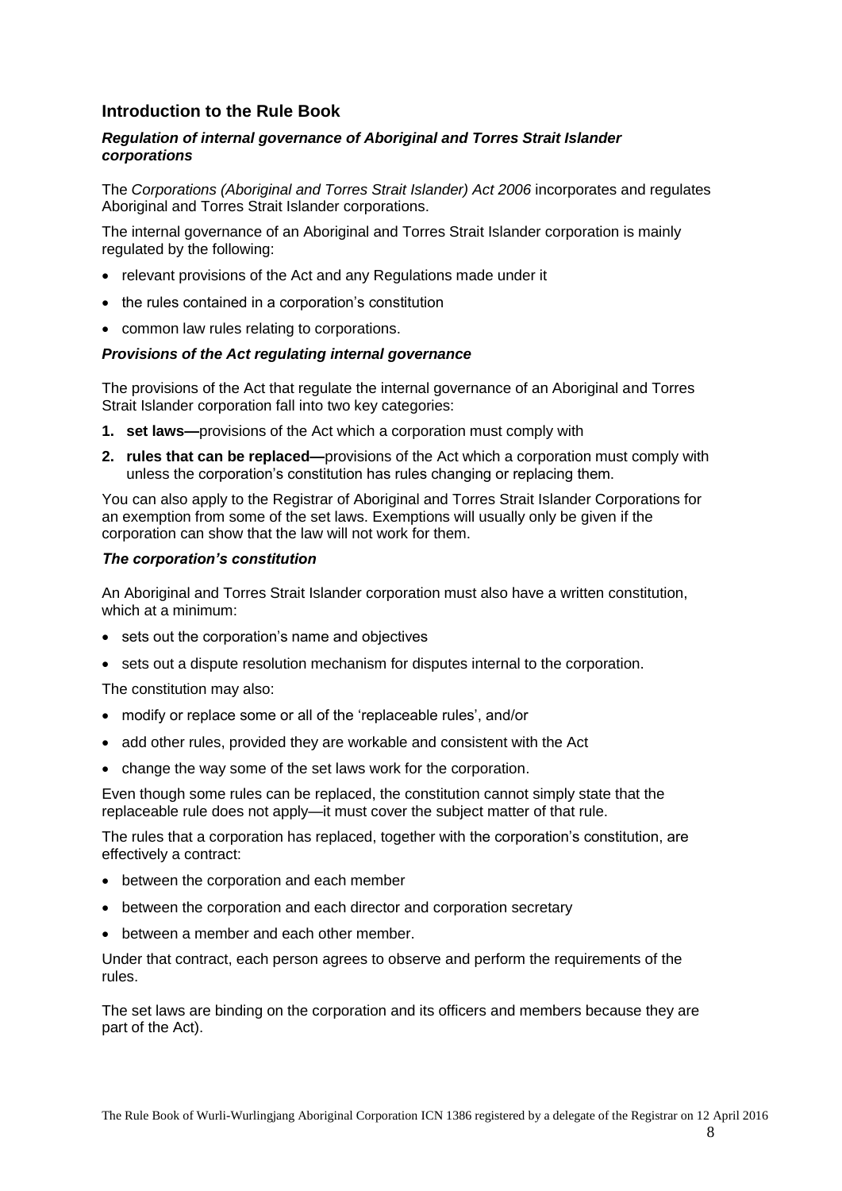## Introduction to the Rule Book

### *Regulation of internal governance of Aboriginal and Torres Strait Islander corporations*

The *Corporations (Aboriginal and Torres Strait Islander) Act 2006* incorporates and regulates Aboriginal and Torres Strait Islander corporations.

The internal governance of an Aboriginal and Torres Strait Islander corporation is mainly regulated by the following:

- relevant provisions of the Act and any Regulations made under it
- the rules contained in a corporation's constitution
- common law rules relating to corporations.

### *Provisions of the Act regulating internal governance*

The provisions of the Act that regulate the internal governance of an Aboriginal and Torres Strait Islander corporation fall into two key categories:

1. **set laws—**provisions of the Act which a corporation must comply with
2. **rules that can be replaced—**provisions of the Act which a corporation must comply with unless the corporation's constitution has rules changing or replacing them.

You can also apply to the Registrar of Aboriginal and Torres Strait Islander Corporations for an exemption from some of the set laws. Exemptions will usually only be given if the corporation can show that the law will not work for them.

### *The corporation's constitution*

An Aboriginal and Torres Strait Islander corporation must also have a written constitution, which at a minimum:

- sets out the corporation's name and objectives
- sets out a dispute resolution mechanism for disputes internal to the corporation.

The constitution may also:

- modify or replace some or all of the 'replaceable rules', and/or
- add other rules, provided they are workable and consistent with the Act
- change the way some of the set laws work for the corporation.

Even though some rules can be replaced, the constitution cannot simply state that the replaceable rule does not apply—it must cover the subject matter of that rule.

The rules that a corporation has replaced, together with the corporation's constitution, are effectively a contract:

- between the corporation and each member
- between the corporation and each director and corporation secretary
- between a member and each other member.

Under that contract, each person agrees to observe and perform the requirements of the rules.

The set laws are binding on the corporation and its officers and members because they are part of the Act).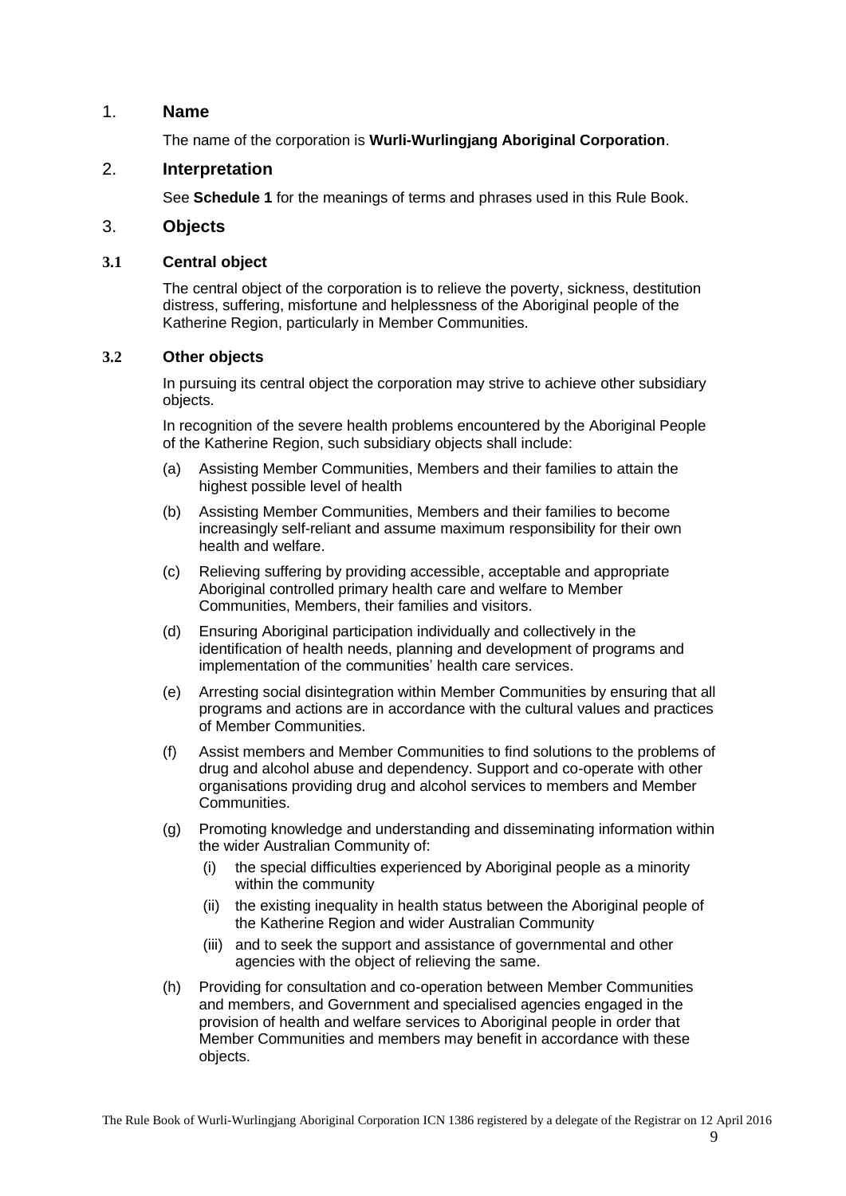## 1. Name

The name of the corporation is **Wurli-Wurlingjang Aboriginal Corporation**.

## 2. Interpretation

See **Schedule 1** for the meanings of terms and phrases used in this Rule Book.

## 3. Objects

### 3.1 Central object

The central object of the corporation is to relieve the poverty, sickness, destitution distress, suffering, misfortune and helplessness of the Aboriginal people of the Katherine Region, particularly in Member Communities.

### 3.2 Other objects

In pursuing its central object the corporation may strive to achieve other subsidiary objects.

In recognition of the severe health problems encountered by the Aboriginal People of the Katherine Region, such subsidiary objects shall include:

(a) Assisting Member Communities, Members and their families to attain the highest possible level of health

(b) Assisting Member Communities, Members and their families to become increasingly self-reliant and assume maximum responsibility for their own health and welfare.

(c) Relieving suffering by providing accessible, acceptable and appropriate Aboriginal controlled primary health care and welfare to Member Communities, Members, their families and visitors.

(d) Ensuring Aboriginal participation individually and collectively in the identification of health needs, planning and development of programs and implementation of the communities' health care services.

(e) Arresting social disintegration within Member Communities by ensuring that all programs and actions are in accordance with the cultural values and practices of Member Communities.

(f) Assist members and Member Communities to find solutions to the problems of drug and alcohol abuse and dependency. Support and co-operate with other organisations providing drug and alcohol services to members and Member Communities.

(g) Promoting knowledge and understanding and disseminating information within the wider Australian Community of:

  (i) the special difficulties experienced by Aboriginal people as a minority within the community

  (ii) the existing inequality in health status between the Aboriginal people of the Katherine Region and wider Australian Community

  (iii) and to seek the support and assistance of governmental and other agencies with the object of relieving the same.

(h) Providing for consultation and co-operation between Member Communities and members, and Government and specialised agencies engaged in the provision of health and welfare services to Aboriginal people in order that Member Communities and members may benefit in accordance with these objects.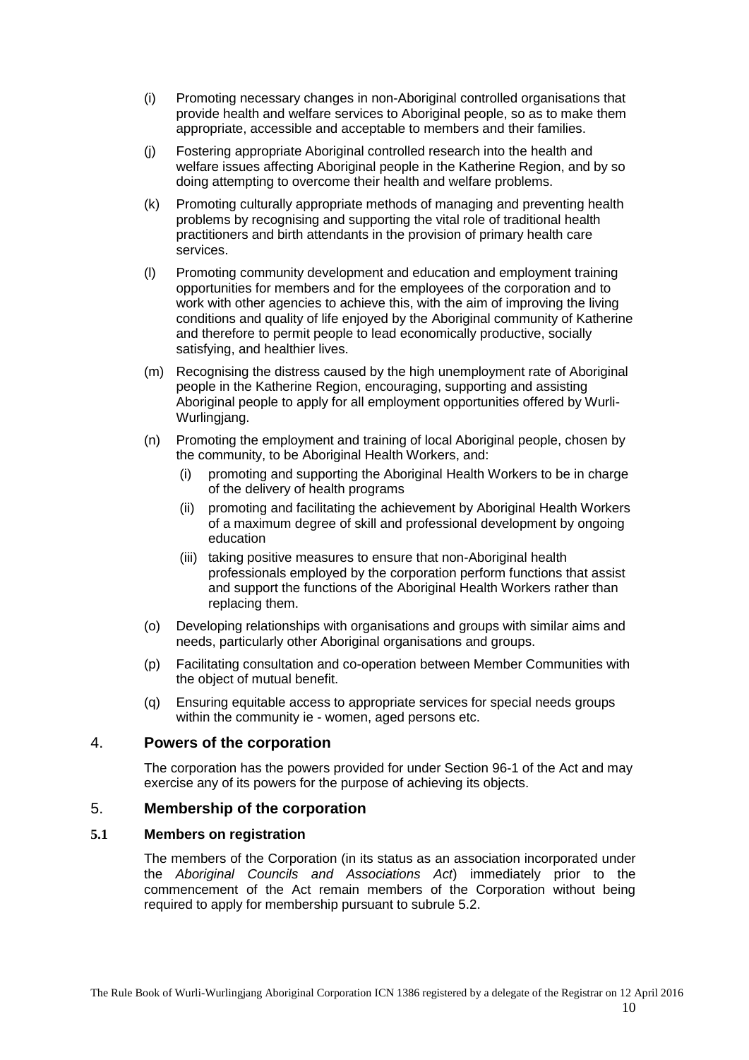(i) Promoting necessary changes in non-Aboriginal controlled organisations that provide health and welfare services to Aboriginal people, so as to make them appropriate, accessible and acceptable to members and their families.

(j) Fostering appropriate Aboriginal controlled research into the health and welfare issues affecting Aboriginal people in the Katherine Region, and by so doing attempting to overcome their health and welfare problems.

(k) Promoting culturally appropriate methods of managing and preventing health problems by recognising and supporting the vital role of traditional health practitioners and birth attendants in the provision of primary health care services.

(l) Promoting community development and education and employment training opportunities for members and for the employees of the corporation and to work with other agencies to achieve this, with the aim of improving the living conditions and quality of life enjoyed by the Aboriginal community of Katherine and therefore to permit people to lead economically productive, socially satisfying, and healthier lives.

(m) Recognising the distress caused by the high unemployment rate of Aboriginal people in the Katherine Region, encouraging, supporting and assisting Aboriginal people to apply for all employment opportunities offered by Wurli-Wurlingjang.

(n) Promoting the employment and training of local Aboriginal people, chosen by the community, to be Aboriginal Health Workers, and:

   (i) promoting and supporting the Aboriginal Health Workers to be in charge of the delivery of health programs

   (ii) promoting and facilitating the achievement by Aboriginal Health Workers of a maximum degree of skill and professional development by ongoing education

   (iii) taking positive measures to ensure that non-Aboriginal health professionals employed by the corporation perform functions that assist and support the functions of the Aboriginal Health Workers rather than replacing them.

(o) Developing relationships with organisations and groups with similar aims and needs, particularly other Aboriginal organisations and groups.

(p) Facilitating consultation and co-operation between Member Communities with the object of mutual benefit.

(q) Ensuring equitable access to appropriate services for special needs groups within the community ie - women, aged persons etc.

## 4. Powers of the corporation

The corporation has the powers provided for under Section 96-1 of the Act and may exercise any of its powers for the purpose of achieving its objects.

## 5. Membership of the corporation

### 5.1 Members on registration

The members of the Corporation (in its status as an association incorporated under the *Aboriginal Councils and Associations Act*) immediately prior to the commencement of the Act remain members of the Corporation without being required to apply for membership pursuant to subrule 5.2.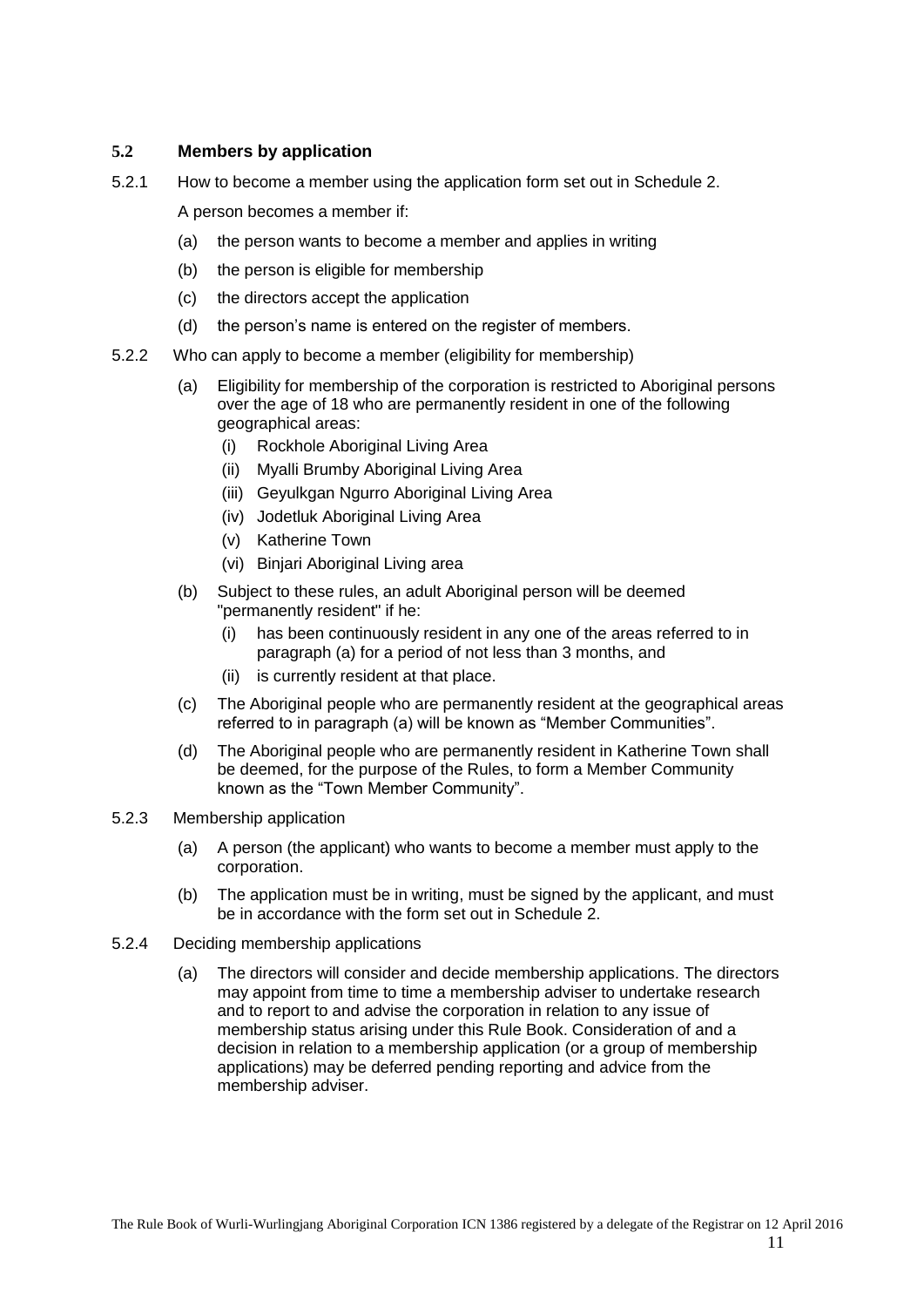### 5.2 Members by application

5.2.1 How to become a member using the application form set out in Schedule 2.

A person becomes a member if:

- (a) the person wants to become a member and applies in writing
- (b) the person is eligible for membership
- (c) the directors accept the application
- (d) the person's name is entered on the register of members.

5.2.2 Who can apply to become a member (eligibility for membership)

- (a) Eligibility for membership of the corporation is restricted to Aboriginal persons over the age of 18 who are permanently resident in one of the following geographical areas:
  - (i) Rockhole Aboriginal Living Area
  - (ii) Myalli Brumby Aboriginal Living Area
  - (iii) Geyulkgan Ngurro Aboriginal Living Area
  - (iv) Jodetluk Aboriginal Living Area
  - (v) Katherine Town
  - (vi) Binjari Aboriginal Living area
- (b) Subject to these rules, an adult Aboriginal person will be deemed "permanently resident" if he:
  - (i) has been continuously resident in any one of the areas referred to in paragraph (a) for a period of not less than 3 months, and
  - (ii) is currently resident at that place.
- (c) The Aboriginal people who are permanently resident at the geographical areas referred to in paragraph (a) will be known as "Member Communities".
- (d) The Aboriginal people who are permanently resident in Katherine Town shall be deemed, for the purpose of the Rules, to form a Member Community known as the "Town Member Community".

5.2.3 Membership application

- (a) A person (the applicant) who wants to become a member must apply to the corporation.
- (b) The application must be in writing, must be signed by the applicant, and must be in accordance with the form set out in Schedule 2.

5.2.4 Deciding membership applications

- (a) The directors will consider and decide membership applications. The directors may appoint from time to time a membership adviser to undertake research and to report to and advise the corporation in relation to any issue of membership status arising under this Rule Book. Consideration of and a decision in relation to a membership application (or a group of membership applications) may be deferred pending reporting and advice from the membership adviser.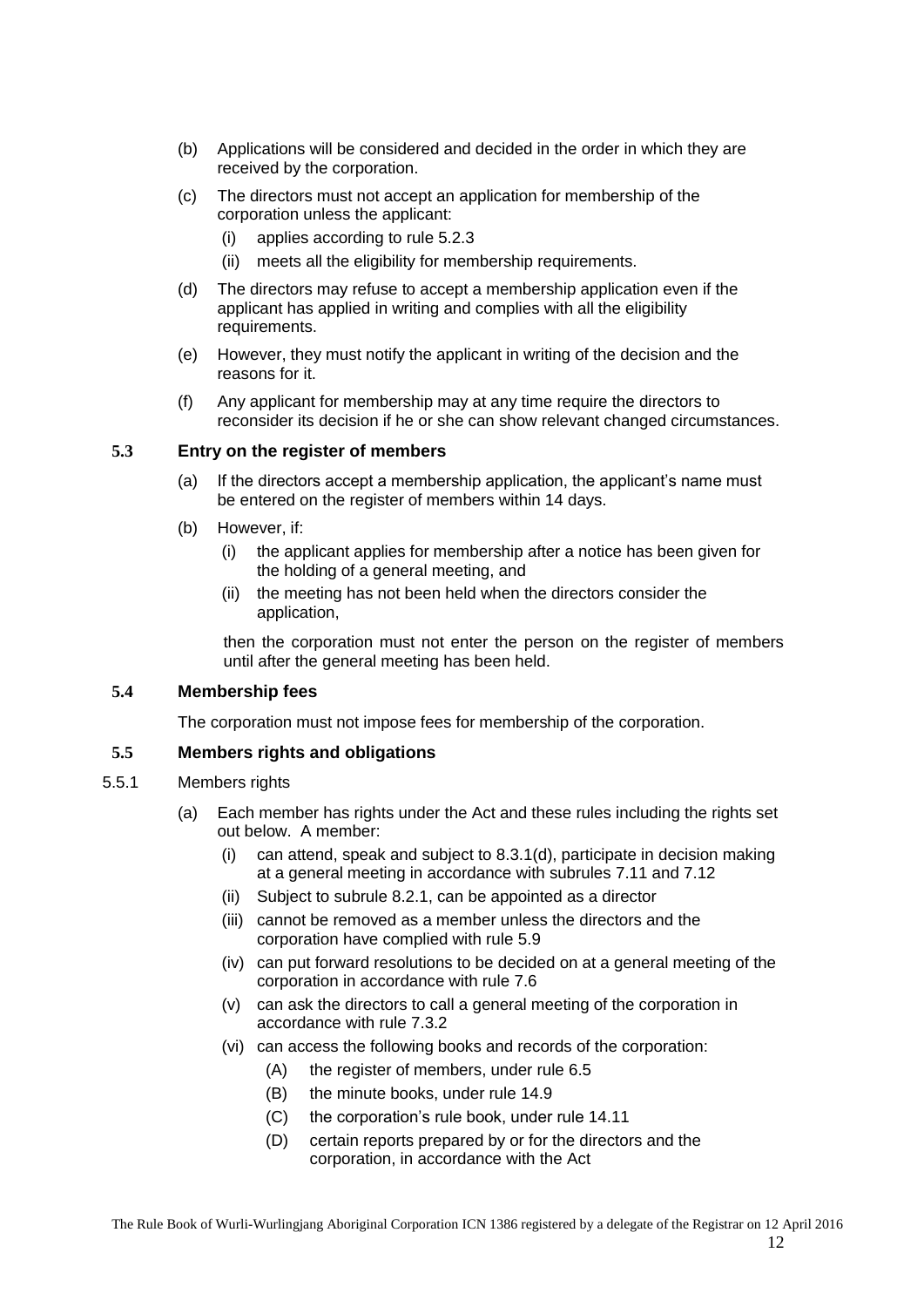(b) Applications will be considered and decided in the order in which they are received by the corporation.

(c) The directors must not accept an application for membership of the corporation unless the applicant:

  (i) applies according to rule 5.2.3

  (ii) meets all the eligibility for membership requirements.

(d) The directors may refuse to accept a membership application even if the applicant has applied in writing and complies with all the eligibility requirements.

(e) However, they must notify the applicant in writing of the decision and the reasons for it.

(f) Any applicant for membership may at any time require the directors to reconsider its decision if he or she can show relevant changed circumstances.

### 5.3 Entry on the register of members

(a) If the directors accept a membership application, the applicant's name must be entered on the register of members within 14 days.

(b) However, if:

  (i) the applicant applies for membership after a notice has been given for the holding of a general meeting, and

  (ii) the meeting has not been held when the directors consider the application,

  then the corporation must not enter the person on the register of members until after the general meeting has been held.

### 5.4 Membership fees

The corporation must not impose fees for membership of the corporation.

### 5.5 Members rights and obligations

5.5.1 Members rights

(a) Each member has rights under the Act and these rules including the rights set out below. A member:

  (i) can attend, speak and subject to 8.3.1(d), participate in decision making at a general meeting in accordance with subrules 7.11 and 7.12

  (ii) Subject to subrule 8.2.1, can be appointed as a director

  (iii) cannot be removed as a member unless the directors and the corporation have complied with rule 5.9

  (iv) can put forward resolutions to be decided on at a general meeting of the corporation in accordance with rule 7.6

  (v) can ask the directors to call a general meeting of the corporation in accordance with rule 7.3.2

  (vi) can access the following books and records of the corporation:

    (A) the register of members, under rule 6.5

    (B) the minute books, under rule 14.9

    (C) the corporation's rule book, under rule 14.11

    (D) certain reports prepared by or for the directors and the corporation, in accordance with the Act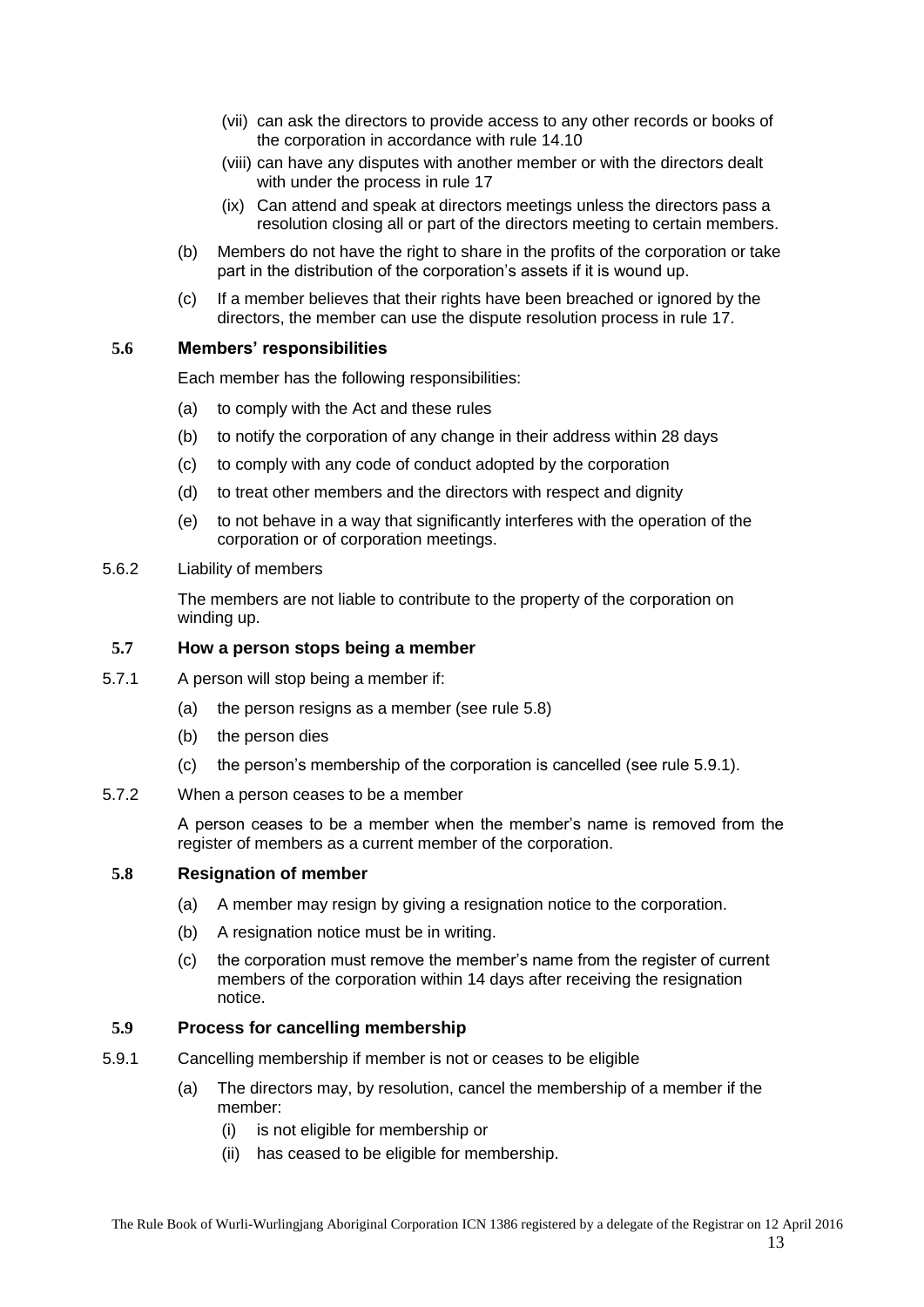(vii) can ask the directors to provide access to any other records or books of the corporation in accordance with rule 14.10

(viii) can have any disputes with another member or with the directors dealt with under the process in rule 17

(ix) Can attend and speak at directors meetings unless the directors pass a resolution closing all or part of the directors meeting to certain members.

(b) Members do not have the right to share in the profits of the corporation or take part in the distribution of the corporation's assets if it is wound up.

(c) If a member believes that their rights have been breached or ignored by the directors, the member can use the dispute resolution process in rule 17.

### 5.6 Members' responsibilities

Each member has the following responsibilities:

(a) to comply with the Act and these rules

(b) to notify the corporation of any change in their address within 28 days

(c) to comply with any code of conduct adopted by the corporation

(d) to treat other members and the directors with respect and dignity

(e) to not behave in a way that significantly interferes with the operation of the corporation or of corporation meetings.

5.6.2 Liability of members

The members are not liable to contribute to the property of the corporation on winding up.

### 5.7 How a person stops being a member

5.7.1 A person will stop being a member if:

(a) the person resigns as a member (see rule 5.8)

(b) the person dies

(c) the person's membership of the corporation is cancelled (see rule 5.9.1).

5.7.2 When a person ceases to be a member

A person ceases to be a member when the member's name is removed from the register of members as a current member of the corporation.

### 5.8 Resignation of member

(a) A member may resign by giving a resignation notice to the corporation.

(b) A resignation notice must be in writing.

(c) the corporation must remove the member's name from the register of current members of the corporation within 14 days after receiving the resignation notice.

### 5.9 Process for cancelling membership

5.9.1 Cancelling membership if member is not or ceases to be eligible

(a) The directors may, by resolution, cancel the membership of a member if the member:

(i) is not eligible for membership or

(ii) has ceased to be eligible for membership.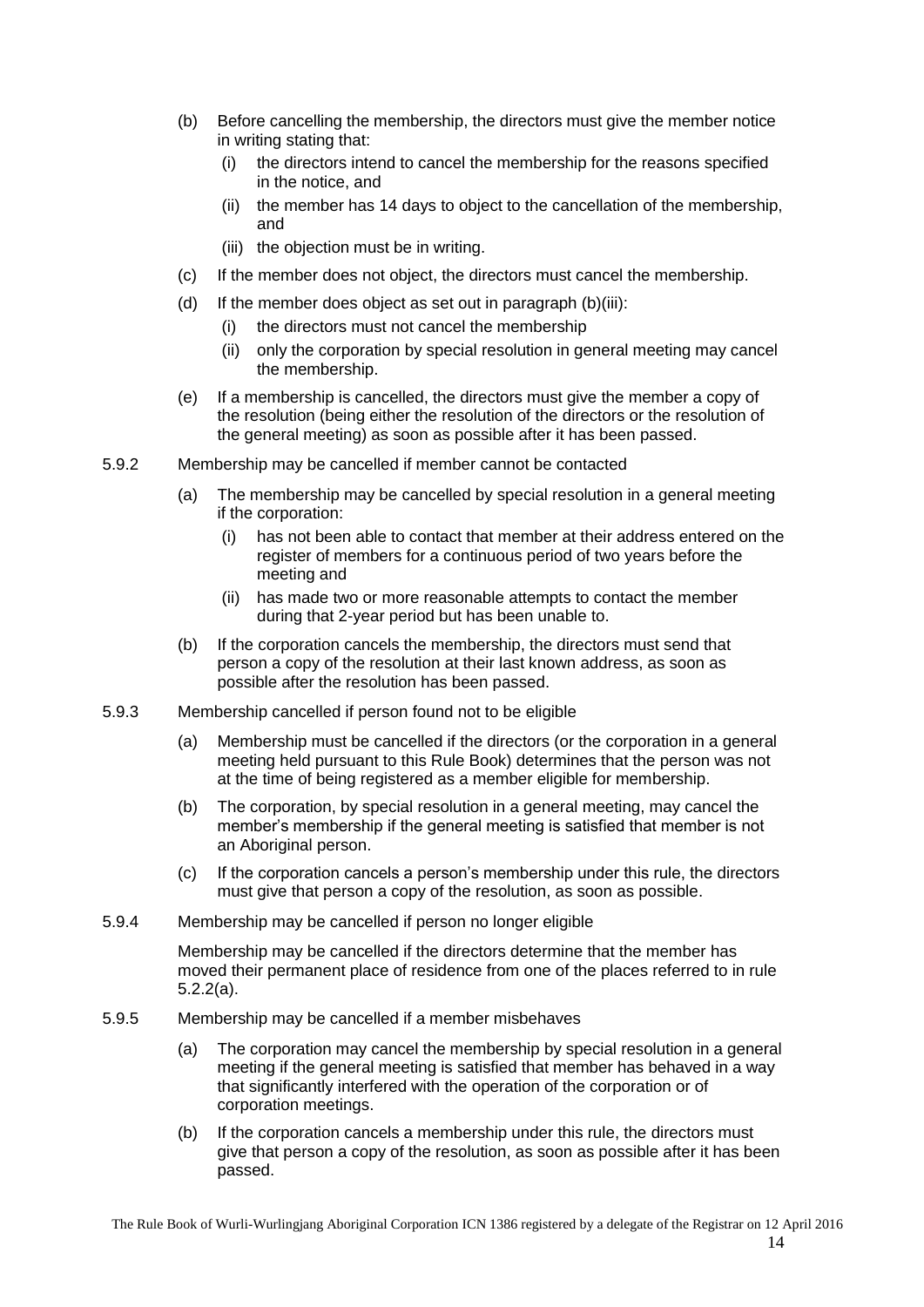(b) Before cancelling the membership, the directors must give the member notice in writing stating that:

  (i) the directors intend to cancel the membership for the reasons specified in the notice, and

  (ii) the member has 14 days to object to the cancellation of the membership, and

  (iii) the objection must be in writing.

(c) If the member does not object, the directors must cancel the membership.

(d) If the member does object as set out in paragraph (b)(iii):

  (i) the directors must not cancel the membership

  (ii) only the corporation by special resolution in general meeting may cancel the membership.

(e) If a membership is cancelled, the directors must give the member a copy of the resolution (being either the resolution of the directors or the resolution of the general meeting) as soon as possible after it has been passed.

5.9.2 Membership may be cancelled if member cannot be contacted

(a) The membership may be cancelled by special resolution in a general meeting if the corporation:

  (i) has not been able to contact that member at their address entered on the register of members for a continuous period of two years before the meeting and

  (ii) has made two or more reasonable attempts to contact the member during that 2-year period but has been unable to.

(b) If the corporation cancels the membership, the directors must send that person a copy of the resolution at their last known address, as soon as possible after the resolution has been passed.

5.9.3 Membership cancelled if person found not to be eligible

(a) Membership must be cancelled if the directors (or the corporation in a general meeting held pursuant to this Rule Book) determines that the person was not at the time of being registered as a member eligible for membership.

(b) The corporation, by special resolution in a general meeting, may cancel the member's membership if the general meeting is satisfied that member is not an Aboriginal person.

(c) If the corporation cancels a person's membership under this rule, the directors must give that person a copy of the resolution, as soon as possible.

5.9.4 Membership may be cancelled if person no longer eligible

Membership may be cancelled if the directors determine that the member has moved their permanent place of residence from one of the places referred to in rule 5.2.2(a).

5.9.5 Membership may be cancelled if a member misbehaves

(a) The corporation may cancel the membership by special resolution in a general meeting if the general meeting is satisfied that member has behaved in a way that significantly interfered with the operation of the corporation or of corporation meetings.

(b) If the corporation cancels a membership under this rule, the directors must give that person a copy of the resolution, as soon as possible after it has been passed.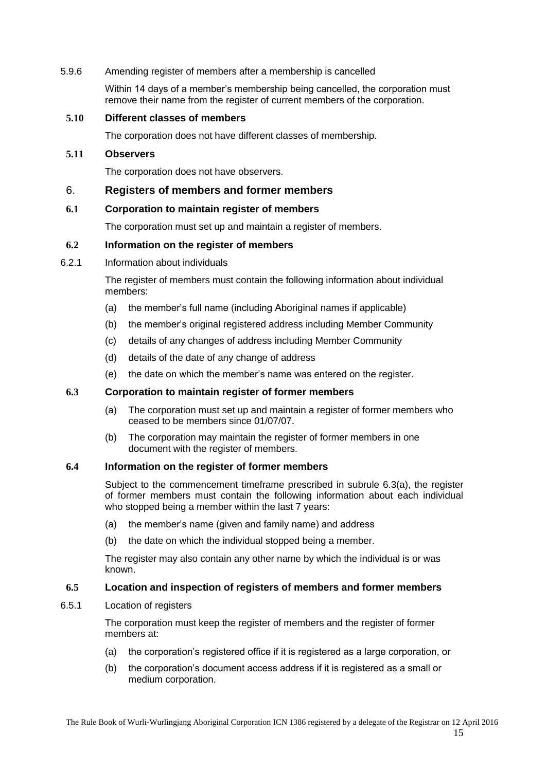5.9.6 Amending register of members after a membership is cancelled

Within 14 days of a member's membership being cancelled, the corporation must remove their name from the register of current members of the corporation.

### 5.10 Different classes of members

The corporation does not have different classes of membership.

### 5.11 Observers

The corporation does not have observers.

## 6. Registers of members and former members

### 6.1 Corporation to maintain register of members

The corporation must set up and maintain a register of members.

### 6.2 Information on the register of members

6.2.1 Information about individuals

The register of members must contain the following information about individual members:

(a) the member's full name (including Aboriginal names if applicable)

(b) the member's original registered address including Member Community

(c) details of any changes of address including Member Community

(d) details of the date of any change of address

(e) the date on which the member's name was entered on the register.

### 6.3 Corporation to maintain register of former members

(a) The corporation must set up and maintain a register of former members who ceased to be members since 01/07/07.

(b) The corporation may maintain the register of former members in one document with the register of members.

### 6.4 Information on the register of former members

Subject to the commencement timeframe prescribed in subrule 6.3(a), the register of former members must contain the following information about each individual who stopped being a member within the last 7 years:

(a) the member's name (given and family name) and address

(b) the date on which the individual stopped being a member.

The register may also contain any other name by which the individual is or was known.

### 6.5 Location and inspection of registers of members and former members

6.5.1 Location of registers

The corporation must keep the register of members and the register of former members at:

(a) the corporation's registered office if it is registered as a large corporation, or

(b) the corporation's document access address if it is registered as a small or medium corporation.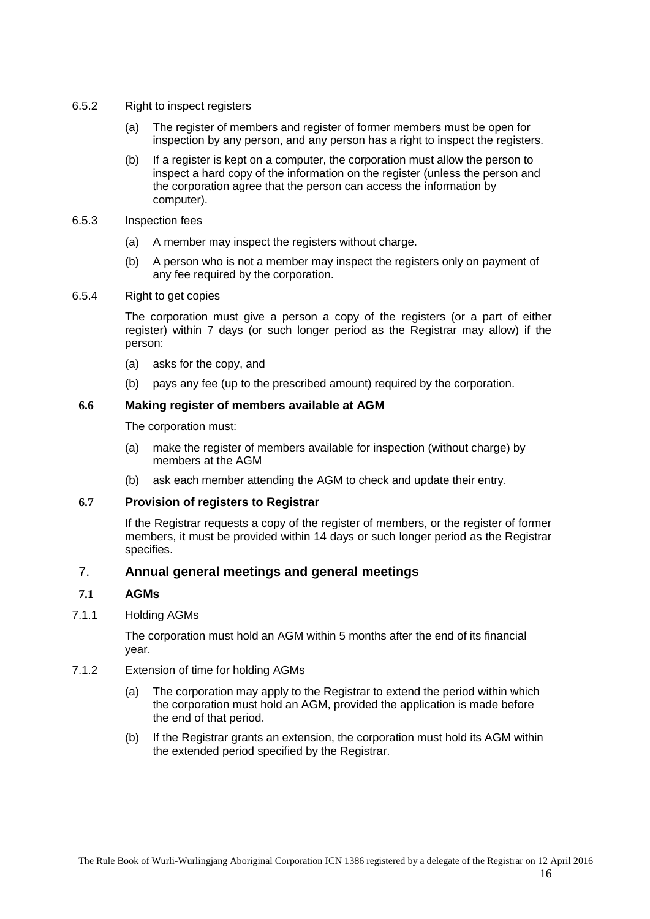6.5.2 Right to inspect registers

(a) The register of members and register of former members must be open for inspection by any person, and any person has a right to inspect the registers.

(b) If a register is kept on a computer, the corporation must allow the person to inspect a hard copy of the information on the register (unless the person and the corporation agree that the person can access the information by computer).

6.5.3 Inspection fees

(a) A member may inspect the registers without charge.

(b) A person who is not a member may inspect the registers only on payment of any fee required by the corporation.

6.5.4 Right to get copies

The corporation must give a person a copy of the registers (or a part of either register) within 7 days (or such longer period as the Registrar may allow) if the person:

(a) asks for the copy, and

(b) pays any fee (up to the prescribed amount) required by the corporation.

### 6.6 Making register of members available at AGM

The corporation must:

(a) make the register of members available for inspection (without charge) by members at the AGM

(b) ask each member attending the AGM to check and update their entry.

### 6.7 Provision of registers to Registrar

If the Registrar requests a copy of the register of members, or the register of former members, it must be provided within 14 days or such longer period as the Registrar specifies.

## 7. Annual general meetings and general meetings

### 7.1 AGMs

7.1.1 Holding AGMs

The corporation must hold an AGM within 5 months after the end of its financial year.

7.1.2 Extension of time for holding AGMs

(a) The corporation may apply to the Registrar to extend the period within which the corporation must hold an AGM, provided the application is made before the end of that period.

(b) If the Registrar grants an extension, the corporation must hold its AGM within the extended period specified by the Registrar.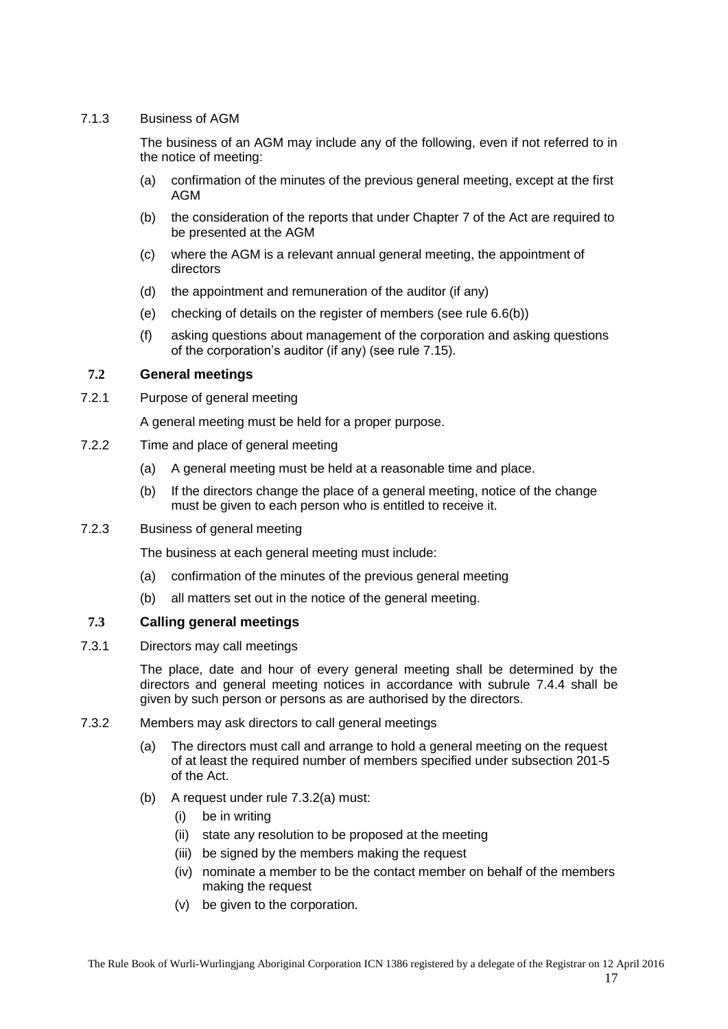7.1.3 Business of AGM

The business of an AGM may include any of the following, even if not referred to in the notice of meeting:

(a) confirmation of the minutes of the previous general meeting, except at the first AGM

(b) the consideration of the reports that under Chapter 7 of the Act are required to be presented at the AGM

(c) where the AGM is a relevant annual general meeting, the appointment of directors

(d) the appointment and remuneration of the auditor (if any)

(e) checking of details on the register of members (see rule 6.6(b))

(f) asking questions about management of the corporation and asking questions of the corporation's auditor (if any) (see rule 7.15).

## 7.2 General meetings

7.2.1 Purpose of general meeting

A general meeting must be held for a proper purpose.

7.2.2 Time and place of general meeting

(a) A general meeting must be held at a reasonable time and place.

(b) If the directors change the place of a general meeting, notice of the change must be given to each person who is entitled to receive it.

7.2.3 Business of general meeting

The business at each general meeting must include:

(a) confirmation of the minutes of the previous general meeting

(b) all matters set out in the notice of the general meeting.

## 7.3 Calling general meetings

7.3.1 Directors may call meetings

The place, date and hour of every general meeting shall be determined by the directors and general meeting notices in accordance with subrule 7.4.4 shall be given by such person or persons as are authorised by the directors.

7.3.2 Members may ask directors to call general meetings

(a) The directors must call and arrange to hold a general meeting on the request of at least the required number of members specified under subsection 201-5 of the Act.

(b) A request under rule 7.3.2(a) must:

(i) be in writing

(ii) state any resolution to be proposed at the meeting

(iii) be signed by the members making the request

(iv) nominate a member to be the contact member on behalf of the members making the request

(v) be given to the corporation.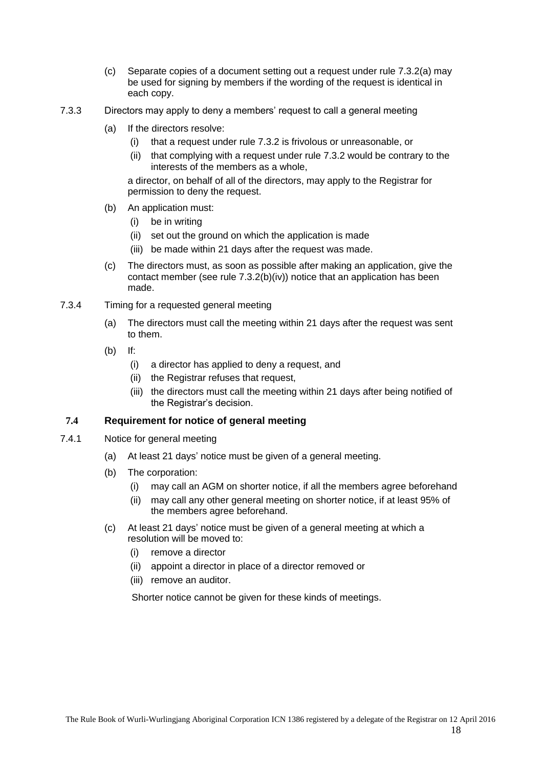(c) Separate copies of a document setting out a request under rule 7.3.2(a) may be used for signing by members if the wording of the request is identical in each copy.

7.3.3 Directors may apply to deny a members' request to call a general meeting

(a) If the directors resolve:

(i) that a request under rule 7.3.2 is frivolous or unreasonable, or

(ii) that complying with a request under rule 7.3.2 would be contrary to the interests of the members as a whole,

a director, on behalf of all of the directors, may apply to the Registrar for permission to deny the request.

(b) An application must:

(i) be in writing

(ii) set out the ground on which the application is made

(iii) be made within 21 days after the request was made.

(c) The directors must, as soon as possible after making an application, give the contact member (see rule 7.3.2(b)(iv)) notice that an application has been made.

7.3.4 Timing for a requested general meeting

(a) The directors must call the meeting within 21 days after the request was sent to them.

(b) If:

(i) a director has applied to deny a request, and

(ii) the Registrar refuses that request,

(iii) the directors must call the meeting within 21 days after being notified of the Registrar's decision.

### 7.4 Requirement for notice of general meeting

7.4.1 Notice for general meeting

(a) At least 21 days' notice must be given of a general meeting.

(b) The corporation:

(i) may call an AGM on shorter notice, if all the members agree beforehand

(ii) may call any other general meeting on shorter notice, if at least 95% of the members agree beforehand.

(c) At least 21 days' notice must be given of a general meeting at which a resolution will be moved to:

(i) remove a director

(ii) appoint a director in place of a director removed or

(iii) remove an auditor.

Shorter notice cannot be given for these kinds of meetings.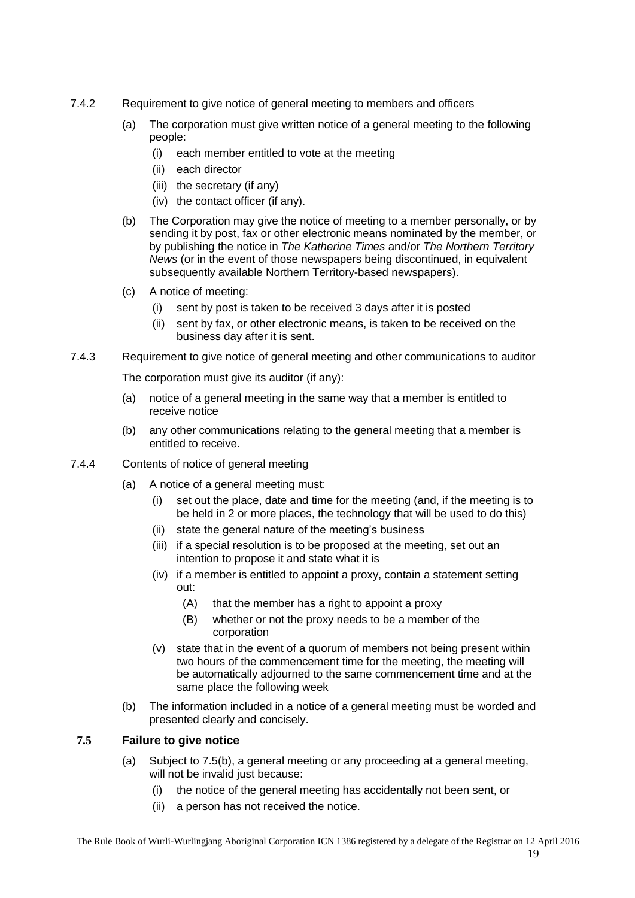7.4.2 Requirement to give notice of general meeting to members and officers

(a) The corporation must give written notice of a general meeting to the following people:

(i) each member entitled to vote at the meeting

(ii) each director

(iii) the secretary (if any)

(iv) the contact officer (if any).

(b) The Corporation may give the notice of meeting to a member personally, or by sending it by post, fax or other electronic means nominated by the member, or by publishing the notice in *The Katherine Times* and/or *The Northern Territory News* (or in the event of those newspapers being discontinued, in equivalent subsequently available Northern Territory-based newspapers).

(c) A notice of meeting:

(i) sent by post is taken to be received 3 days after it is posted

(ii) sent by fax, or other electronic means, is taken to be received on the business day after it is sent.

7.4.3 Requirement to give notice of general meeting and other communications to auditor

The corporation must give its auditor (if any):

(a) notice of a general meeting in the same way that a member is entitled to receive notice

(b) any other communications relating to the general meeting that a member is entitled to receive.

7.4.4 Contents of notice of general meeting

(a) A notice of a general meeting must:

(i) set out the place, date and time for the meeting (and, if the meeting is to be held in 2 or more places, the technology that will be used to do this)

(ii) state the general nature of the meeting's business

(iii) if a special resolution is to be proposed at the meeting, set out an intention to propose it and state what it is

(iv) if a member is entitled to appoint a proxy, contain a statement setting out:

(A) that the member has a right to appoint a proxy

(B) whether or not the proxy needs to be a member of the corporation

(v) state that in the event of a quorum of members not being present within two hours of the commencement time for the meeting, the meeting will be automatically adjourned to the same commencement time and at the same place the following week

(b) The information included in a notice of a general meeting must be worded and presented clearly and concisely.

## 7.5 Failure to give notice

(a) Subject to 7.5(b), a general meeting or any proceeding at a general meeting, will not be invalid just because:

(i) the notice of the general meeting has accidentally not been sent, or

(ii) a person has not received the notice.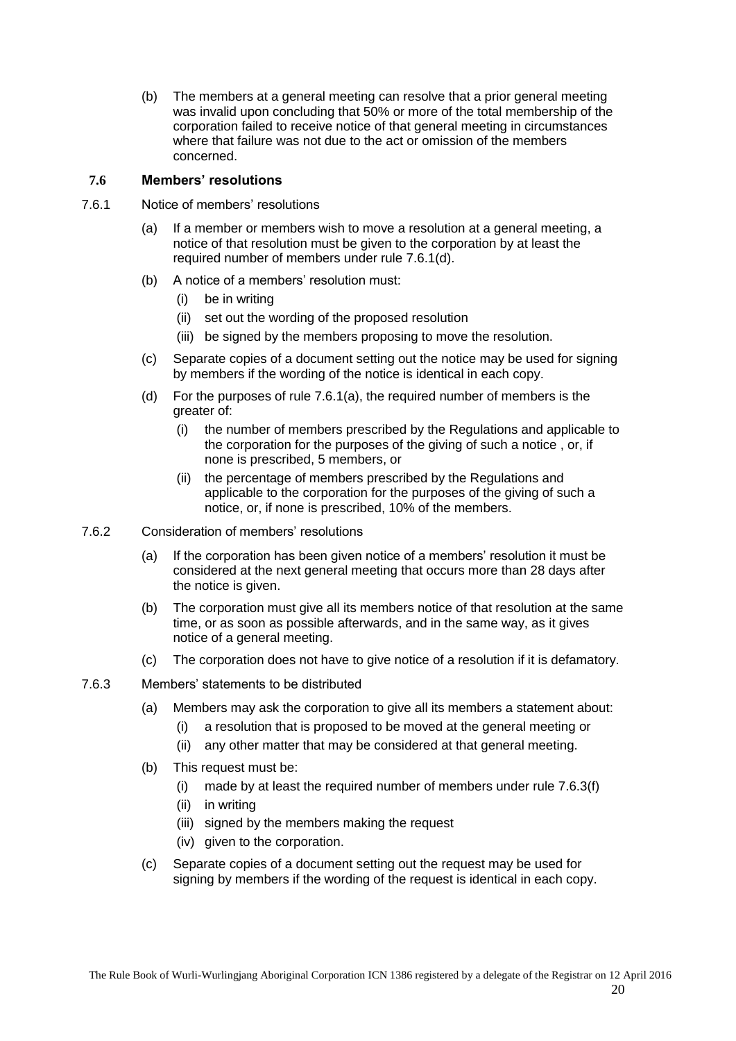(b) The members at a general meeting can resolve that a prior general meeting was invalid upon concluding that 50% or more of the total membership of the corporation failed to receive notice of that general meeting in circumstances where that failure was not due to the act or omission of the members concerned.

### 7.6 Members' resolutions

7.6.1 Notice of members' resolutions

(a) If a member or members wish to move a resolution at a general meeting, a notice of that resolution must be given to the corporation by at least the required number of members under rule 7.6.1(d).

(b) A notice of a members' resolution must:

- (i) be in writing
- (ii) set out the wording of the proposed resolution
- (iii) be signed by the members proposing to move the resolution.

(c) Separate copies of a document setting out the notice may be used for signing by members if the wording of the notice is identical in each copy.

(d) For the purposes of rule 7.6.1(a), the required number of members is the greater of:

- (i) the number of members prescribed by the Regulations and applicable to the corporation for the purposes of the giving of such a notice , or, if none is prescribed, 5 members, or
- (ii) the percentage of members prescribed by the Regulations and applicable to the corporation for the purposes of the giving of such a notice, or, if none is prescribed, 10% of the members.

7.6.2 Consideration of members' resolutions

(a) If the corporation has been given notice of a members' resolution it must be considered at the next general meeting that occurs more than 28 days after the notice is given.

(b) The corporation must give all its members notice of that resolution at the same time, or as soon as possible afterwards, and in the same way, as it gives notice of a general meeting.

(c) The corporation does not have to give notice of a resolution if it is defamatory.

7.6.3 Members' statements to be distributed

(a) Members may ask the corporation to give all its members a statement about:

- (i) a resolution that is proposed to be moved at the general meeting or
- (ii) any other matter that may be considered at that general meeting.

(b) This request must be:

- (i) made by at least the required number of members under rule 7.6.3(f)
- (ii) in writing
- (iii) signed by the members making the request
- (iv) given to the corporation.

(c) Separate copies of a document setting out the request may be used for signing by members if the wording of the request is identical in each copy.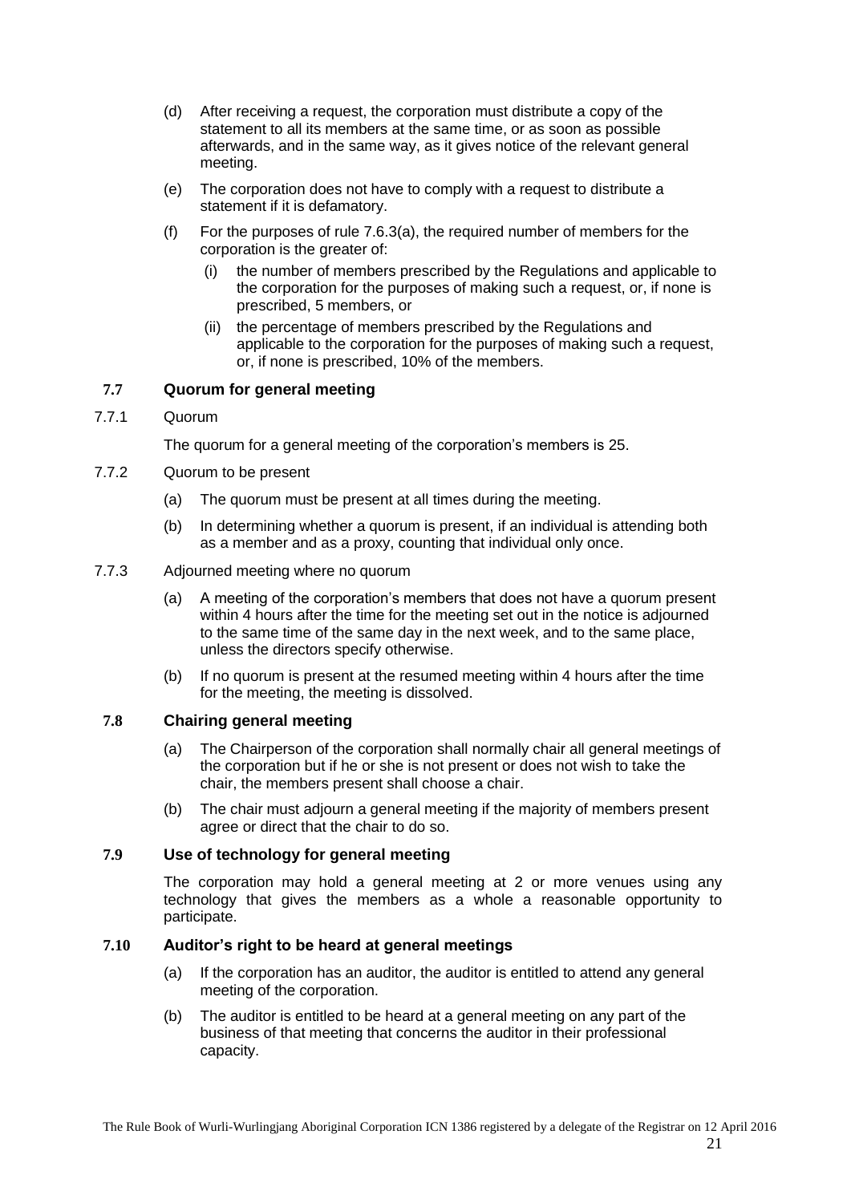(d) After receiving a request, the corporation must distribute a copy of the statement to all its members at the same time, or as soon as possible afterwards, and in the same way, as it gives notice of the relevant general meeting.

(e) The corporation does not have to comply with a request to distribute a statement if it is defamatory.

(f) For the purposes of rule 7.6.3(a), the required number of members for the corporation is the greater of:

(i) the number of members prescribed by the Regulations and applicable to the corporation for the purposes of making such a request, or, if none is prescribed, 5 members, or

(ii) the percentage of members prescribed by the Regulations and applicable to the corporation for the purposes of making such a request, or, if none is prescribed, 10% of the members.

### 7.7 Quorum for general meeting

7.7.1 Quorum

The quorum for a general meeting of the corporation's members is 25.

7.7.2 Quorum to be present

(a) The quorum must be present at all times during the meeting.

(b) In determining whether a quorum is present, if an individual is attending both as a member and as a proxy, counting that individual only once.

7.7.3 Adjourned meeting where no quorum

(a) A meeting of the corporation's members that does not have a quorum present within 4 hours after the time for the meeting set out in the notice is adjourned to the same time of the same day in the next week, and to the same place, unless the directors specify otherwise.

(b) If no quorum is present at the resumed meeting within 4 hours after the time for the meeting, the meeting is dissolved.

### 7.8 Chairing general meeting

(a) The Chairperson of the corporation shall normally chair all general meetings of the corporation but if he or she is not present or does not wish to take the chair, the members present shall choose a chair.

(b) The chair must adjourn a general meeting if the majority of members present agree or direct that the chair to do so.

### 7.9 Use of technology for general meeting

The corporation may hold a general meeting at 2 or more venues using any technology that gives the members as a whole a reasonable opportunity to participate.

### 7.10 Auditor's right to be heard at general meetings

(a) If the corporation has an auditor, the auditor is entitled to attend any general meeting of the corporation.

(b) The auditor is entitled to be heard at a general meeting on any part of the business of that meeting that concerns the auditor in their professional capacity.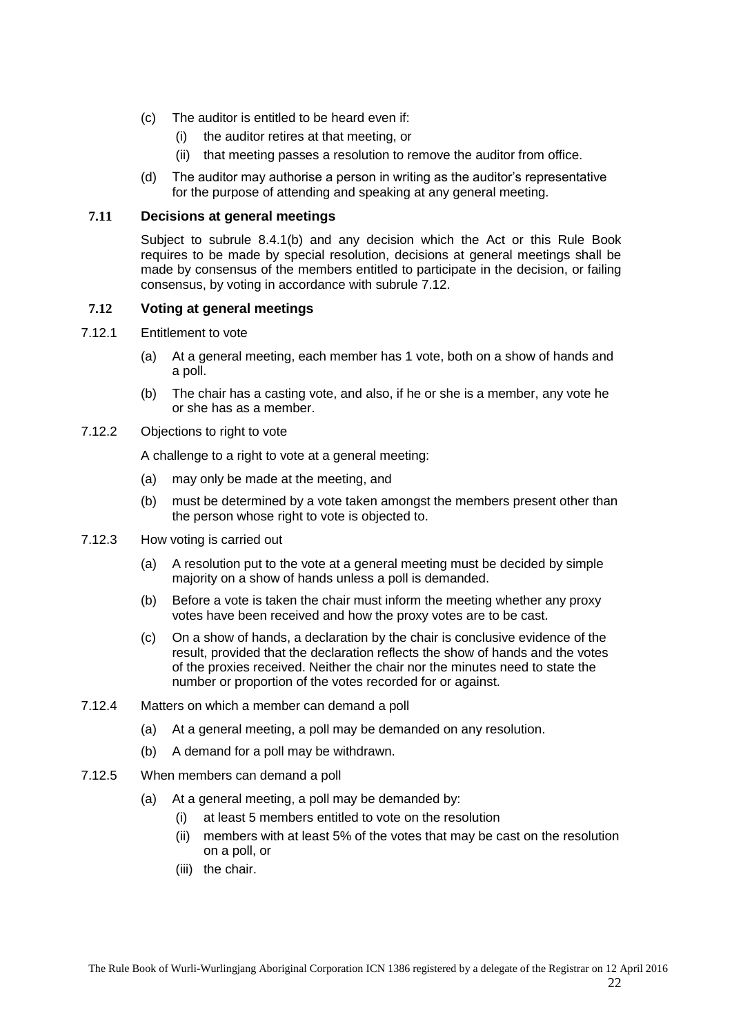(c) The auditor is entitled to be heard even if:

   (i) the auditor retires at that meeting, or

   (ii) that meeting passes a resolution to remove the auditor from office.

(d) The auditor may authorise a person in writing as the auditor's representative for the purpose of attending and speaking at any general meeting.

### 7.11 Decisions at general meetings

Subject to subrule 8.4.1(b) and any decision which the Act or this Rule Book requires to be made by special resolution, decisions at general meetings shall be made by consensus of the members entitled to participate in the decision, or failing consensus, by voting in accordance with subrule 7.12.

### 7.12 Voting at general meetings

7.12.1 Entitlement to vote

(a) At a general meeting, each member has 1 vote, both on a show of hands and a poll.

(b) The chair has a casting vote, and also, if he or she is a member, any vote he or she has as a member.

7.12.2 Objections to right to vote

A challenge to a right to vote at a general meeting:

(a) may only be made at the meeting, and

(b) must be determined by a vote taken amongst the members present other than the person whose right to vote is objected to.

7.12.3 How voting is carried out

(a) A resolution put to the vote at a general meeting must be decided by simple majority on a show of hands unless a poll is demanded.

(b) Before a vote is taken the chair must inform the meeting whether any proxy votes have been received and how the proxy votes are to be cast.

(c) On a show of hands, a declaration by the chair is conclusive evidence of the result, provided that the declaration reflects the show of hands and the votes of the proxies received. Neither the chair nor the minutes need to state the number or proportion of the votes recorded for or against.

7.12.4 Matters on which a member can demand a poll

(a) At a general meeting, a poll may be demanded on any resolution.

(b) A demand for a poll may be withdrawn.

7.12.5 When members can demand a poll

(a) At a general meeting, a poll may be demanded by:

   (i) at least 5 members entitled to vote on the resolution

   (ii) members with at least 5% of the votes that may be cast on the resolution on a poll, or

   (iii) the chair.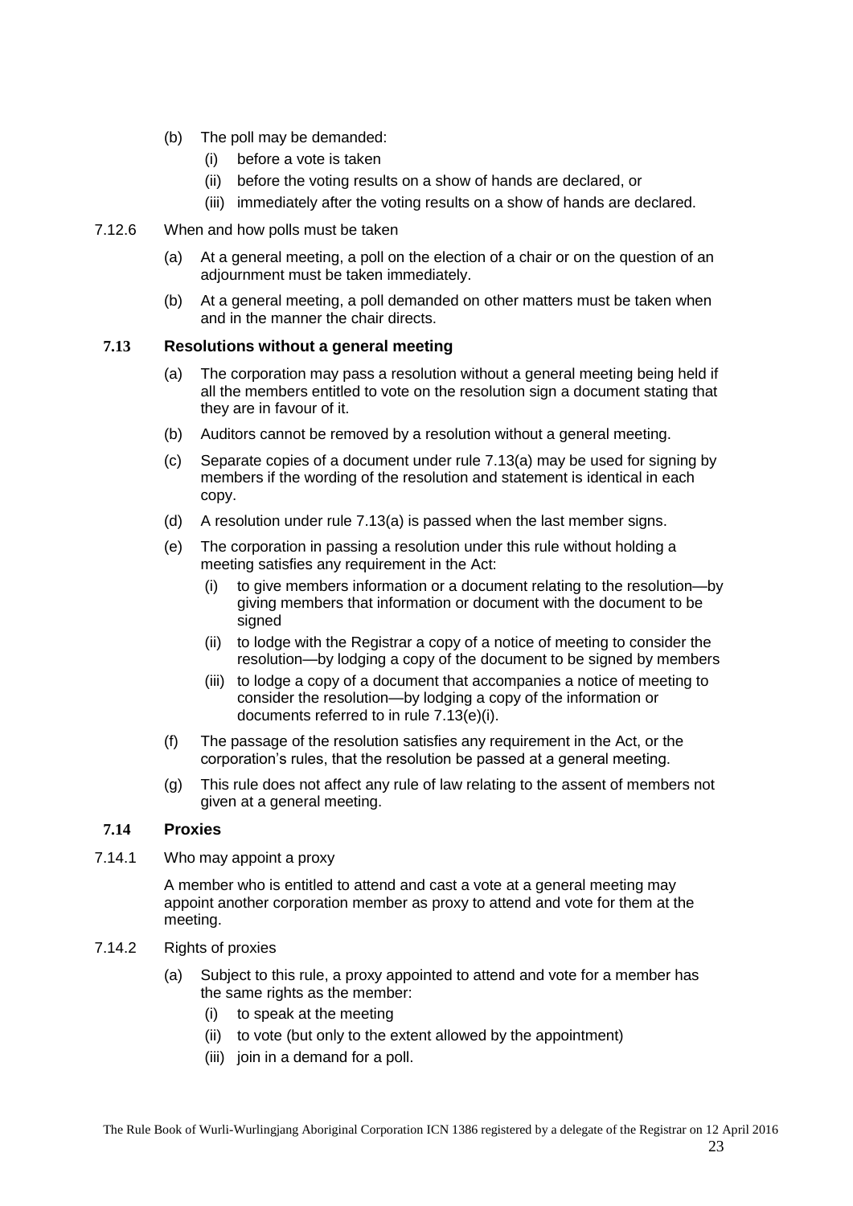(b) The poll may be demanded:

  (i) before a vote is taken

  (ii) before the voting results on a show of hands are declared, or

  (iii) immediately after the voting results on a show of hands are declared.

7.12.6 When and how polls must be taken

(a) At a general meeting, a poll on the election of a chair or on the question of an adjournment must be taken immediately.

(b) At a general meeting, a poll demanded on other matters must be taken when and in the manner the chair directs.

### 7.13 Resolutions without a general meeting

(a) The corporation may pass a resolution without a general meeting being held if all the members entitled to vote on the resolution sign a document stating that they are in favour of it.

(b) Auditors cannot be removed by a resolution without a general meeting.

(c) Separate copies of a document under rule 7.13(a) may be used for signing by members if the wording of the resolution and statement is identical in each copy.

(d) A resolution under rule 7.13(a) is passed when the last member signs.

(e) The corporation in passing a resolution under this rule without holding a meeting satisfies any requirement in the Act:

  (i) to give members information or a document relating to the resolution—by giving members that information or document with the document to be signed

  (ii) to lodge with the Registrar a copy of a notice of meeting to consider the resolution—by lodging a copy of the document to be signed by members

  (iii) to lodge a copy of a document that accompanies a notice of meeting to consider the resolution—by lodging a copy of the information or documents referred to in rule 7.13(e)(i).

(f) The passage of the resolution satisfies any requirement in the Act, or the corporation's rules, that the resolution be passed at a general meeting.

(g) This rule does not affect any rule of law relating to the assent of members not given at a general meeting.

### 7.14 Proxies

7.14.1 Who may appoint a proxy

A member who is entitled to attend and cast a vote at a general meeting may appoint another corporation member as proxy to attend and vote for them at the meeting.

7.14.2 Rights of proxies

(a) Subject to this rule, a proxy appointed to attend and vote for a member has the same rights as the member:

  (i) to speak at the meeting

  (ii) to vote (but only to the extent allowed by the appointment)

  (iii) join in a demand for a poll.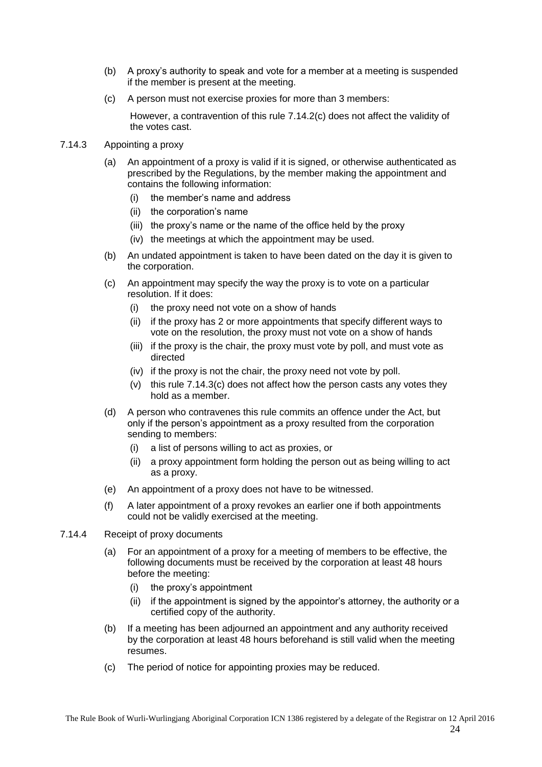(b) A proxy's authority to speak and vote for a member at a meeting is suspended if the member is present at the meeting.

(c) A person must not exercise proxies for more than 3 members:

However, a contravention of this rule 7.14.2(c) does not affect the validity of the votes cast.

7.14.3 Appointing a proxy

(a) An appointment of a proxy is valid if it is signed, or otherwise authenticated as prescribed by the Regulations, by the member making the appointment and contains the following information:

- (i) the member's name and address
- (ii) the corporation's name
- (iii) the proxy's name or the name of the office held by the proxy
- (iv) the meetings at which the appointment may be used.

(b) An undated appointment is taken to have been dated on the day it is given to the corporation.

(c) An appointment may specify the way the proxy is to vote on a particular resolution. If it does:

- (i) the proxy need not vote on a show of hands
- (ii) if the proxy has 2 or more appointments that specify different ways to vote on the resolution, the proxy must not vote on a show of hands
- (iii) if the proxy is the chair, the proxy must vote by poll, and must vote as directed
- (iv) if the proxy is not the chair, the proxy need not vote by poll.
- (v) this rule 7.14.3(c) does not affect how the person casts any votes they hold as a member.

(d) A person who contravenes this rule commits an offence under the Act, but only if the person's appointment as a proxy resulted from the corporation sending to members:

- (i) a list of persons willing to act as proxies, or
- (ii) a proxy appointment form holding the person out as being willing to act as a proxy.

(e) An appointment of a proxy does not have to be witnessed.

(f) A later appointment of a proxy revokes an earlier one if both appointments could not be validly exercised at the meeting.

7.14.4 Receipt of proxy documents

(a) For an appointment of a proxy for a meeting of members to be effective, the following documents must be received by the corporation at least 48 hours before the meeting:

- (i) the proxy's appointment
- (ii) if the appointment is signed by the appointor's attorney, the authority or a certified copy of the authority.

(b) If a meeting has been adjourned an appointment and any authority received by the corporation at least 48 hours beforehand is still valid when the meeting resumes.

(c) The period of notice for appointing proxies may be reduced.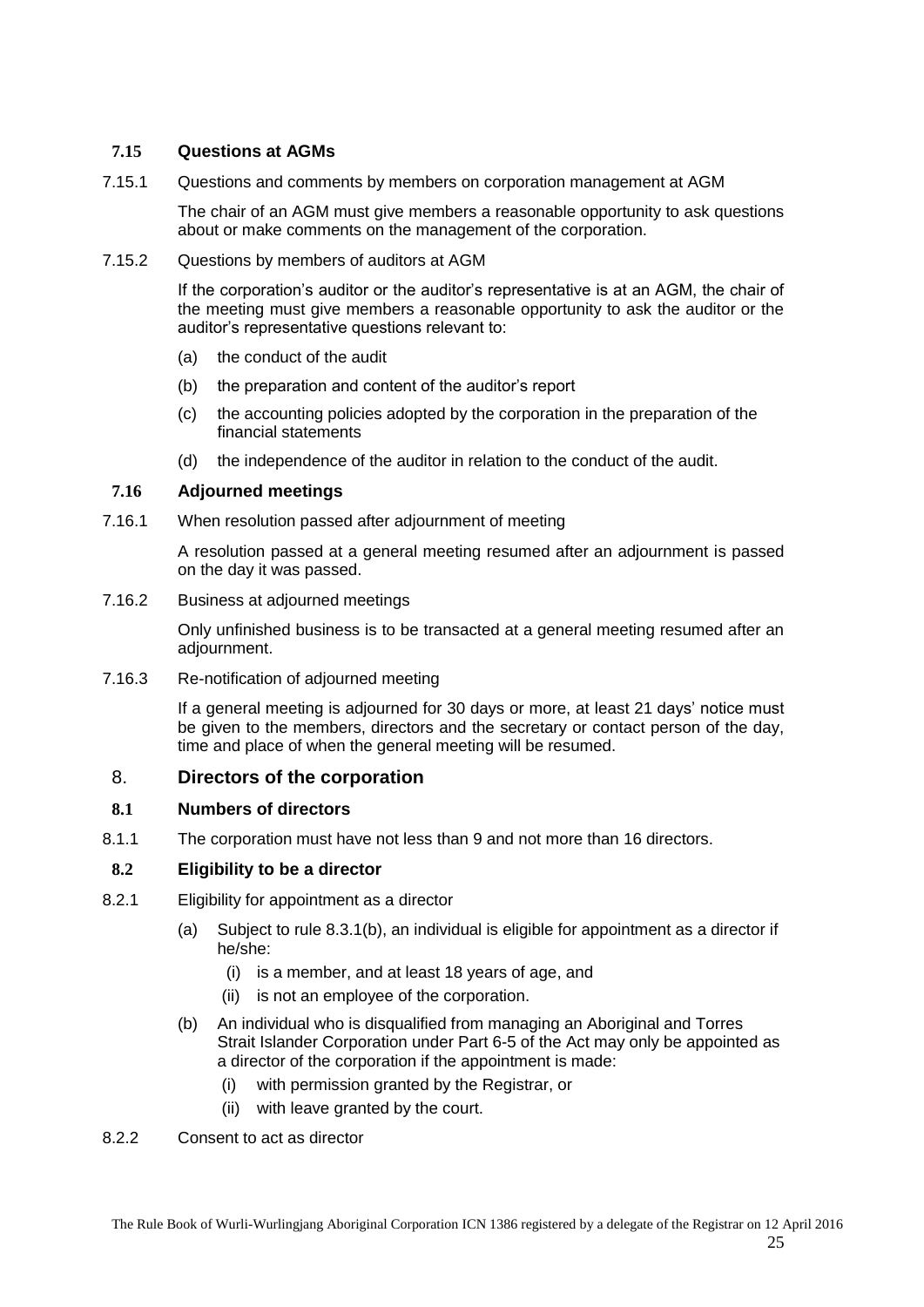### 7.15 Questions at AGMs

7.15.1 Questions and comments by members on corporation management at AGM

The chair of an AGM must give members a reasonable opportunity to ask questions about or make comments on the management of the corporation.

7.15.2 Questions by members of auditors at AGM

If the corporation's auditor or the auditor's representative is at an AGM, the chair of the meeting must give members a reasonable opportunity to ask the auditor or the auditor's representative questions relevant to:

(a) the conduct of the audit

(b) the preparation and content of the auditor's report

(c) the accounting policies adopted by the corporation in the preparation of the financial statements

(d) the independence of the auditor in relation to the conduct of the audit.

### 7.16 Adjourned meetings

7.16.1 When resolution passed after adjournment of meeting

A resolution passed at a general meeting resumed after an adjournment is passed on the day it was passed.

7.16.2 Business at adjourned meetings

Only unfinished business is to be transacted at a general meeting resumed after an adjournment.

7.16.3 Re-notification of adjourned meeting

If a general meeting is adjourned for 30 days or more, at least 21 days' notice must be given to the members, directors and the secretary or contact person of the day, time and place of when the general meeting will be resumed.

## 8. Directors of the corporation

### 8.1 Numbers of directors

8.1.1 The corporation must have not less than 9 and not more than 16 directors.

### 8.2 Eligibility to be a director

8.2.1 Eligibility for appointment as a director

(a) Subject to rule 8.3.1(b), an individual is eligible for appointment as a director if he/she:

(i) is a member, and at least 18 years of age, and

(ii) is not an employee of the corporation.

(b) An individual who is disqualified from managing an Aboriginal and Torres Strait Islander Corporation under Part 6-5 of the Act may only be appointed as a director of the corporation if the appointment is made:

(i) with permission granted by the Registrar, or

(ii) with leave granted by the court.

8.2.2 Consent to act as director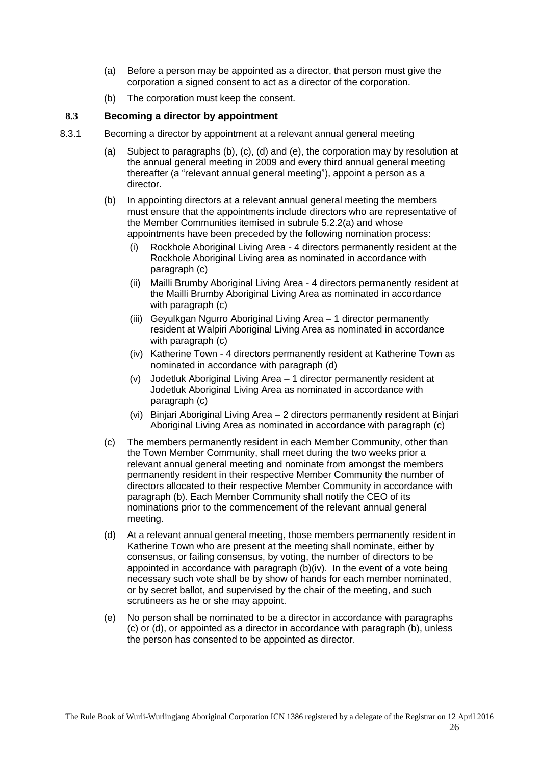(a) Before a person may be appointed as a director, that person must give the corporation a signed consent to act as a director of the corporation.

(b) The corporation must keep the consent.

### 8.3 Becoming a director by appointment

8.3.1 Becoming a director by appointment at a relevant annual general meeting

(a) Subject to paragraphs (b), (c), (d) and (e), the corporation may by resolution at the annual general meeting in 2009 and every third annual general meeting thereafter (a "relevant annual general meeting"), appoint a person as a director.

(b) In appointing directors at a relevant annual general meeting the members must ensure that the appointments include directors who are representative of the Member Communities itemised in subrule 5.2.2(a) and whose appointments have been preceded by the following nomination process:

  (i) Rockhole Aboriginal Living Area - 4 directors permanently resident at the Rockhole Aboriginal Living area as nominated in accordance with paragraph (c)

  (ii) Mailli Brumby Aboriginal Living Area - 4 directors permanently resident at the Mailli Brumby Aboriginal Living Area as nominated in accordance with paragraph (c)

  (iii) Geyulkgan Ngurro Aboriginal Living Area – 1 director permanently resident at Walpiri Aboriginal Living Area as nominated in accordance with paragraph (c)

  (iv) Katherine Town - 4 directors permanently resident at Katherine Town as nominated in accordance with paragraph (d)

  (v) Jodetluk Aboriginal Living Area – 1 director permanently resident at Jodetluk Aboriginal Living Area as nominated in accordance with paragraph (c)

  (vi) Binjari Aboriginal Living Area – 2 directors permanently resident at Binjari Aboriginal Living Area as nominated in accordance with paragraph (c)

(c) The members permanently resident in each Member Community, other than the Town Member Community, shall meet during the two weeks prior a relevant annual general meeting and nominate from amongst the members permanently resident in their respective Member Community the number of directors allocated to their respective Member Community in accordance with paragraph (b). Each Member Community shall notify the CEO of its nominations prior to the commencement of the relevant annual general meeting.

(d) At a relevant annual general meeting, those members permanently resident in Katherine Town who are present at the meeting shall nominate, either by consensus, or failing consensus, by voting, the number of directors to be appointed in accordance with paragraph (b)(iv). In the event of a vote being necessary such vote shall be by show of hands for each member nominated, or by secret ballot, and supervised by the chair of the meeting, and such scrutineers as he or she may appoint.

(e) No person shall be nominated to be a director in accordance with paragraphs (c) or (d), or appointed as a director in accordance with paragraph (b), unless the person has consented to be appointed as director.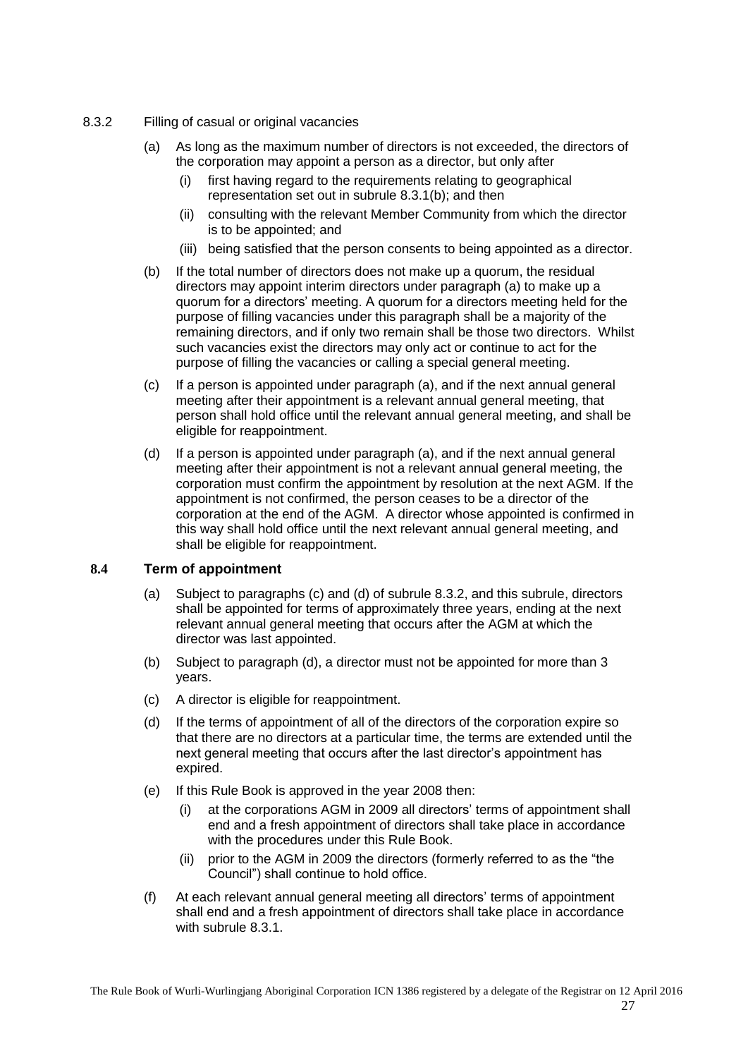8.3.2 Filling of casual or original vacancies

(a) As long as the maximum number of directors is not exceeded, the directors of the corporation may appoint a person as a director, but only after

   (i) first having regard to the requirements relating to geographical representation set out in subrule 8.3.1(b); and then

   (ii) consulting with the relevant Member Community from which the director is to be appointed; and

   (iii) being satisfied that the person consents to being appointed as a director.

(b) If the total number of directors does not make up a quorum, the residual directors may appoint interim directors under paragraph (a) to make up a quorum for a directors' meeting. A quorum for a directors meeting held for the purpose of filling vacancies under this paragraph shall be a majority of the remaining directors, and if only two remain shall be those two directors. Whilst such vacancies exist the directors may only act or continue to act for the purpose of filling the vacancies or calling a special general meeting.

(c) If a person is appointed under paragraph (a), and if the next annual general meeting after their appointment is a relevant annual general meeting, that person shall hold office until the relevant annual general meeting, and shall be eligible for reappointment.

(d) If a person is appointed under paragraph (a), and if the next annual general meeting after their appointment is not a relevant annual general meeting, the corporation must confirm the appointment by resolution at the next AGM. If the appointment is not confirmed, the person ceases to be a director of the corporation at the end of the AGM. A director whose appointed is confirmed in this way shall hold office until the next relevant annual general meeting, and shall be eligible for reappointment.

## 8.4 Term of appointment

(a) Subject to paragraphs (c) and (d) of subrule 8.3.2, and this subrule, directors shall be appointed for terms of approximately three years, ending at the next relevant annual general meeting that occurs after the AGM at which the director was last appointed.

(b) Subject to paragraph (d), a director must not be appointed for more than 3 years.

(c) A director is eligible for reappointment.

(d) If the terms of appointment of all of the directors of the corporation expire so that there are no directors at a particular time, the terms are extended until the next general meeting that occurs after the last director's appointment has expired.

(e) If this Rule Book is approved in the year 2008 then:

   (i) at the corporations AGM in 2009 all directors' terms of appointment shall end and a fresh appointment of directors shall take place in accordance with the procedures under this Rule Book.

   (ii) prior to the AGM in 2009 the directors (formerly referred to as the "the Council") shall continue to hold office.

(f) At each relevant annual general meeting all directors' terms of appointment shall end and a fresh appointment of directors shall take place in accordance with subrule 8.3.1.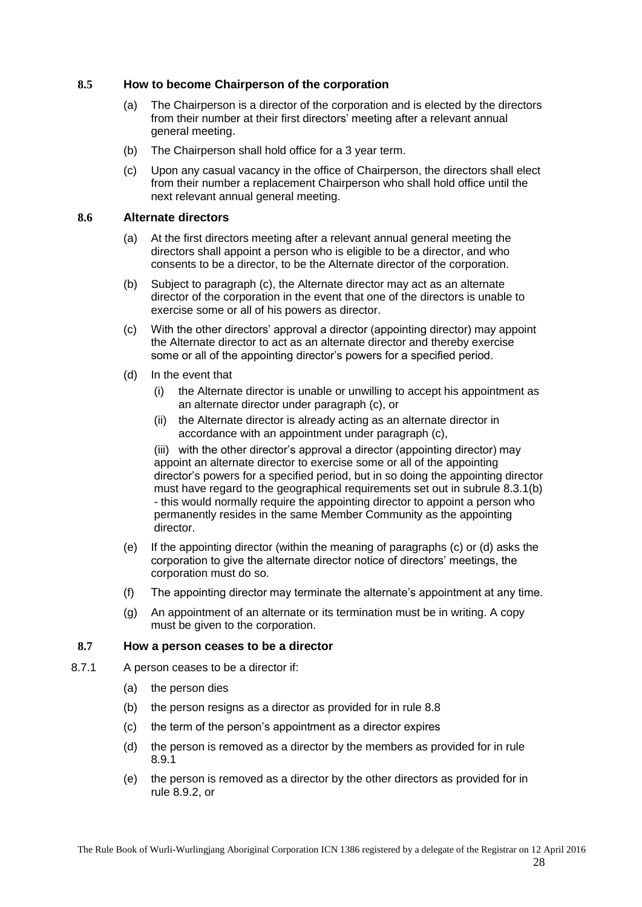### 8.5 How to become Chairperson of the corporation

(a) The Chairperson is a director of the corporation and is elected by the directors from their number at their first directors' meeting after a relevant annual general meeting.

(b) The Chairperson shall hold office for a 3 year term.

(c) Upon any casual vacancy in the office of Chairperson, the directors shall elect from their number a replacement Chairperson who shall hold office until the next relevant annual general meeting.

### 8.6 Alternate directors

(a) At the first directors meeting after a relevant annual general meeting the directors shall appoint a person who is eligible to be a director, and who consents to be a director, to be the Alternate director of the corporation.

(b) Subject to paragraph (c), the Alternate director may act as an alternate director of the corporation in the event that one of the directors is unable to exercise some or all of his powers as director.

(c) With the other directors' approval a director (appointing director) may appoint the Alternate director to act as an alternate director and thereby exercise some or all of the appointing director's powers for a specified period.

(d) In the event that

  (i) the Alternate director is unable or unwilling to accept his appointment as an alternate director under paragraph (c), or

  (ii) the Alternate director is already acting as an alternate director in accordance with an appointment under paragraph (c),

  (iii) with the other director's approval a director (appointing director) may appoint an alternate director to exercise some or all of the appointing director's powers for a specified period, but in so doing the appointing director must have regard to the geographical requirements set out in subrule 8.3.1(b) - this would normally require the appointing director to appoint a person who permanently resides in the same Member Community as the appointing director.

(e) If the appointing director (within the meaning of paragraphs (c) or (d) asks the corporation to give the alternate director notice of directors' meetings, the corporation must do so.

(f) The appointing director may terminate the alternate's appointment at any time.

(g) An appointment of an alternate or its termination must be in writing. A copy must be given to the corporation.

### 8.7 How a person ceases to be a director

8.7.1 A person ceases to be a director if:

(a) the person dies

(b) the person resigns as a director as provided for in rule 8.8

(c) the term of the person's appointment as a director expires

(d) the person is removed as a director by the members as provided for in rule 8.9.1

(e) the person is removed as a director by the other directors as provided for in rule 8.9.2, or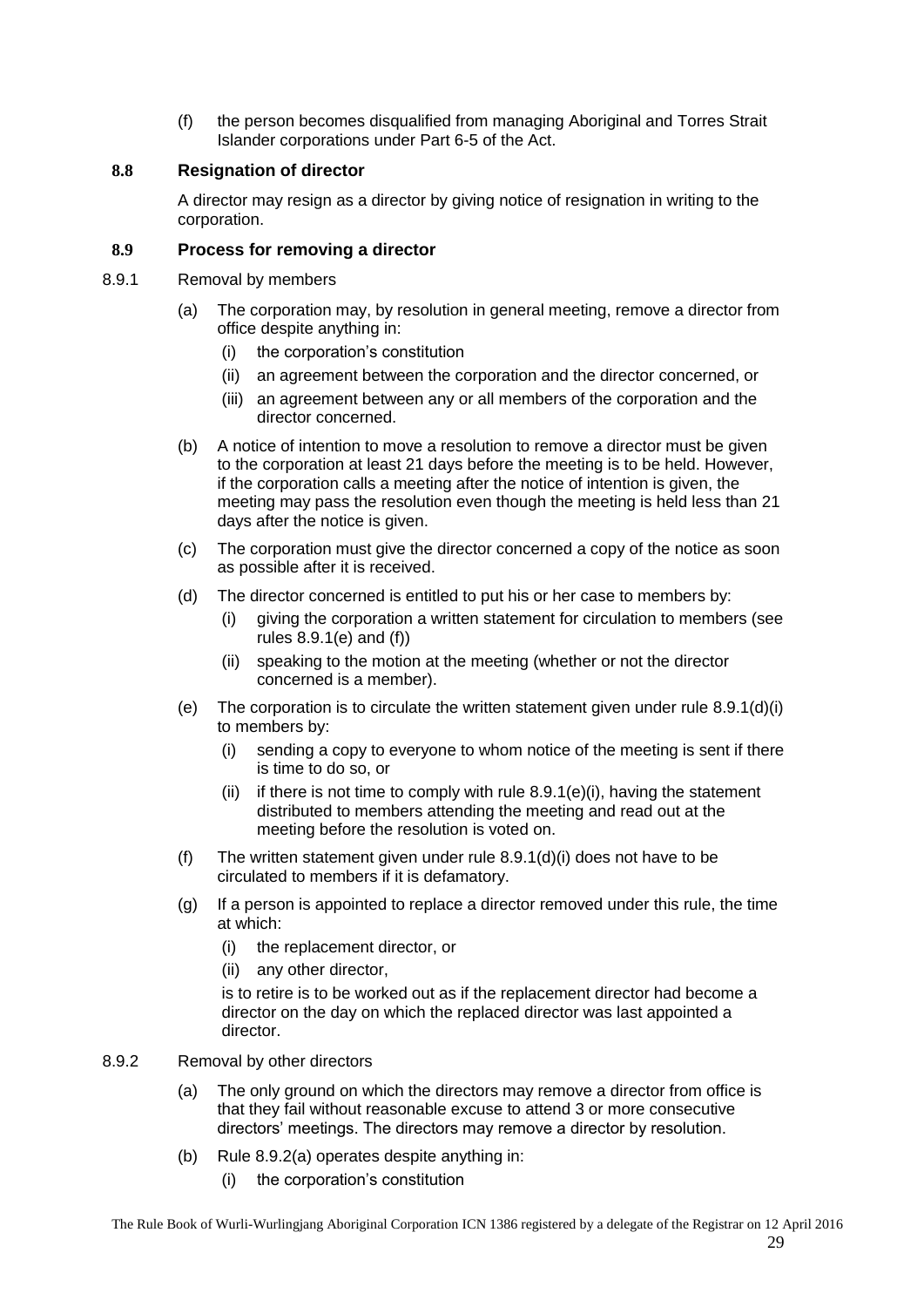(f) the person becomes disqualified from managing Aboriginal and Torres Strait Islander corporations under Part 6-5 of the Act.

### 8.8 Resignation of director

A director may resign as a director by giving notice of resignation in writing to the corporation.

### 8.9 Process for removing a director

8.9.1 Removal by members

(a) The corporation may, by resolution in general meeting, remove a director from office despite anything in:

  (i) the corporation's constitution

  (ii) an agreement between the corporation and the director concerned, or

  (iii) an agreement between any or all members of the corporation and the director concerned.

(b) A notice of intention to move a resolution to remove a director must be given to the corporation at least 21 days before the meeting is to be held. However, if the corporation calls a meeting after the notice of intention is given, the meeting may pass the resolution even though the meeting is held less than 21 days after the notice is given.

(c) The corporation must give the director concerned a copy of the notice as soon as possible after it is received.

(d) The director concerned is entitled to put his or her case to members by:

  (i) giving the corporation a written statement for circulation to members (see rules 8.9.1(e) and (f))

  (ii) speaking to the motion at the meeting (whether or not the director concerned is a member).

(e) The corporation is to circulate the written statement given under rule 8.9.1(d)(i) to members by:

  (i) sending a copy to everyone to whom notice of the meeting is sent if there is time to do so, or

  (ii) if there is not time to comply with rule 8.9.1(e)(i), having the statement distributed to members attending the meeting and read out at the meeting before the resolution is voted on.

(f) The written statement given under rule 8.9.1(d)(i) does not have to be circulated to members if it is defamatory.

(g) If a person is appointed to replace a director removed under this rule, the time at which:

  (i) the replacement director, or

  (ii) any other director,

  is to retire is to be worked out as if the replacement director had become a director on the day on which the replaced director was last appointed a director.

8.9.2 Removal by other directors

(a) The only ground on which the directors may remove a director from office is that they fail without reasonable excuse to attend 3 or more consecutive directors' meetings. The directors may remove a director by resolution.

(b) Rule 8.9.2(a) operates despite anything in:

  (i) the corporation's constitution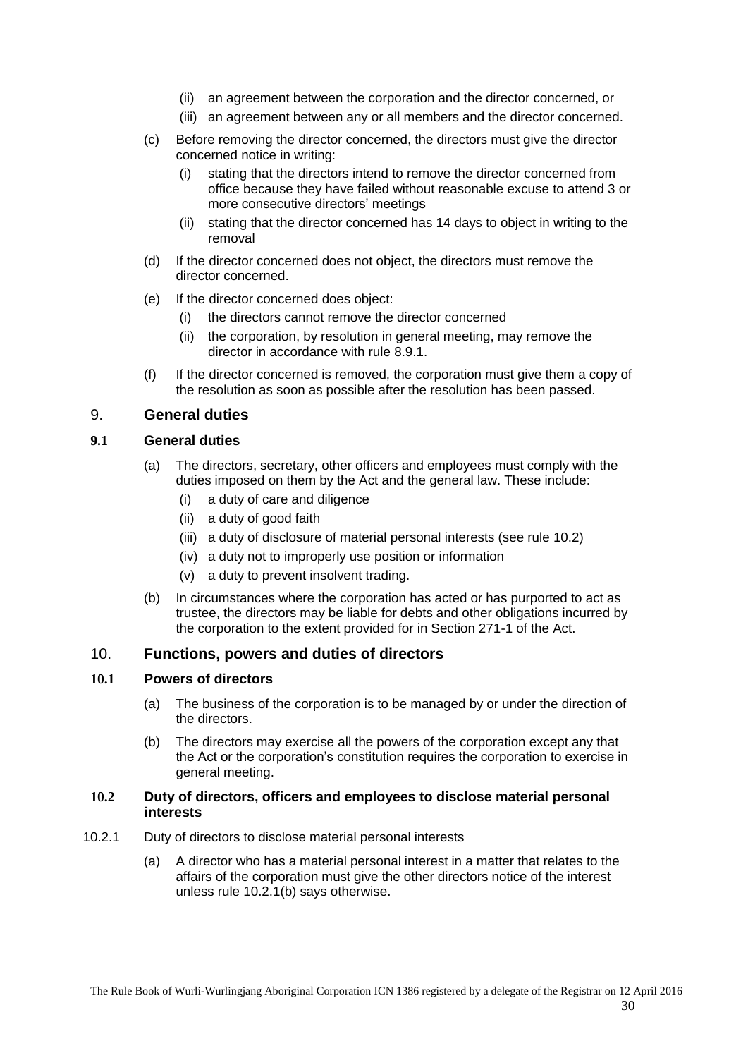(ii) an agreement between the corporation and the director concerned, or

(iii) an agreement between any or all members and the director concerned.

(c) Before removing the director concerned, the directors must give the director concerned notice in writing:

(i) stating that the directors intend to remove the director concerned from office because they have failed without reasonable excuse to attend 3 or more consecutive directors' meetings

(ii) stating that the director concerned has 14 days to object in writing to the removal

(d) If the director concerned does not object, the directors must remove the director concerned.

(e) If the director concerned does object:

(i) the directors cannot remove the director concerned

(ii) the corporation, by resolution in general meeting, may remove the director in accordance with rule 8.9.1.

(f) If the director concerned is removed, the corporation must give them a copy of the resolution as soon as possible after the resolution has been passed.

## 9. General duties

### 9.1 General duties

(a) The directors, secretary, other officers and employees must comply with the duties imposed on them by the Act and the general law. These include:

(i) a duty of care and diligence

(ii) a duty of good faith

(iii) a duty of disclosure of material personal interests (see rule 10.2)

(iv) a duty not to improperly use position or information

(v) a duty to prevent insolvent trading.

(b) In circumstances where the corporation has acted or has purported to act as trustee, the directors may be liable for debts and other obligations incurred by the corporation to the extent provided for in Section 271-1 of the Act.

## 10. Functions, powers and duties of directors

### 10.1 Powers of directors

(a) The business of the corporation is to be managed by or under the direction of the directors.

(b) The directors may exercise all the powers of the corporation except any that the Act or the corporation's constitution requires the corporation to exercise in general meeting.

### 10.2 Duty of directors, officers and employees to disclose material personal interests

10.2.1 Duty of directors to disclose material personal interests

(a) A director who has a material personal interest in a matter that relates to the affairs of the corporation must give the other directors notice of the interest unless rule 10.2.1(b) says otherwise.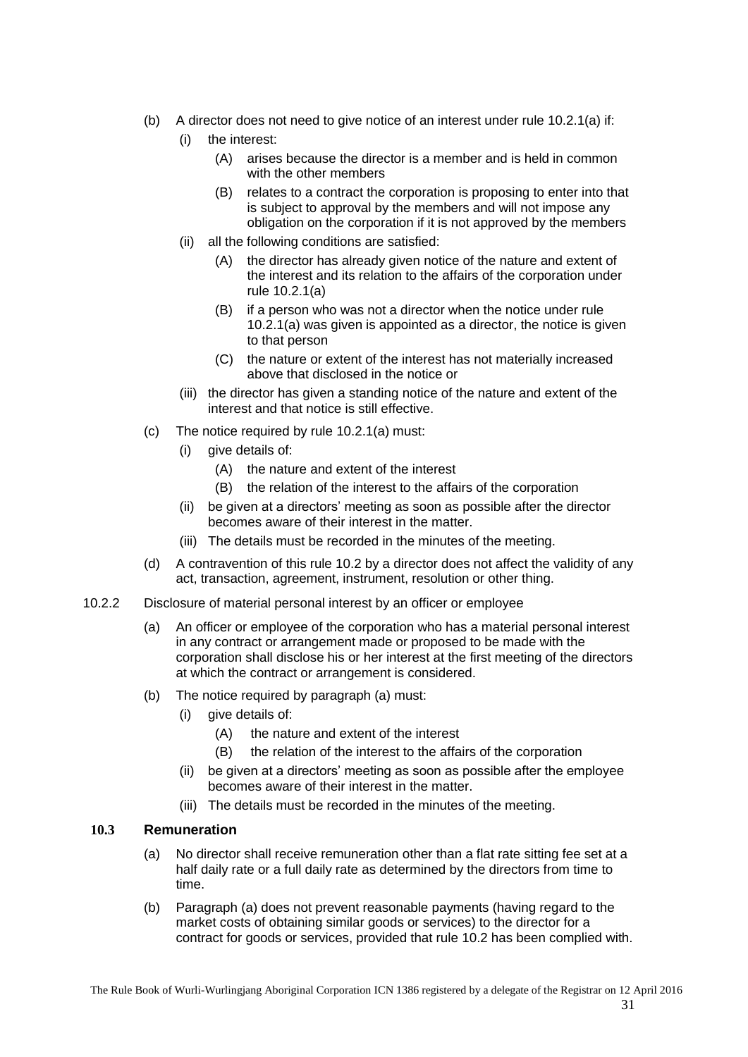(b) A director does not need to give notice of an interest under rule 10.2.1(a) if:

   (i) the interest:

      (A) arises because the director is a member and is held in common with the other members

      (B) relates to a contract the corporation is proposing to enter into that is subject to approval by the members and will not impose any obligation on the corporation if it is not approved by the members

   (ii) all the following conditions are satisfied:

      (A) the director has already given notice of the nature and extent of the interest and its relation to the affairs of the corporation under rule 10.2.1(a)

      (B) if a person who was not a director when the notice under rule 10.2.1(a) was given is appointed as a director, the notice is given to that person

      (C) the nature or extent of the interest has not materially increased above that disclosed in the notice or

   (iii) the director has given a standing notice of the nature and extent of the interest and that notice is still effective.

(c) The notice required by rule 10.2.1(a) must:

   (i) give details of:

      (A) the nature and extent of the interest

      (B) the relation of the interest to the affairs of the corporation

   (ii) be given at a directors' meeting as soon as possible after the director becomes aware of their interest in the matter.

   (iii) The details must be recorded in the minutes of the meeting.

(d) A contravention of this rule 10.2 by a director does not affect the validity of any act, transaction, agreement, instrument, resolution or other thing.

10.2.2 Disclosure of material personal interest by an officer or employee

(a) An officer or employee of the corporation who has a material personal interest in any contract or arrangement made or proposed to be made with the corporation shall disclose his or her interest at the first meeting of the directors at which the contract or arrangement is considered.

(b) The notice required by paragraph (a) must:

   (i) give details of:

      (A) the nature and extent of the interest

      (B) the relation of the interest to the affairs of the corporation

   (ii) be given at a directors' meeting as soon as possible after the employee becomes aware of their interest in the matter.

   (iii) The details must be recorded in the minutes of the meeting.

### 10.3 Remuneration

(a) No director shall receive remuneration other than a flat rate sitting fee set at a half daily rate or a full daily rate as determined by the directors from time to time.

(b) Paragraph (a) does not prevent reasonable payments (having regard to the market costs of obtaining similar goods or services) to the director for a contract for goods or services, provided that rule 10.2 has been complied with.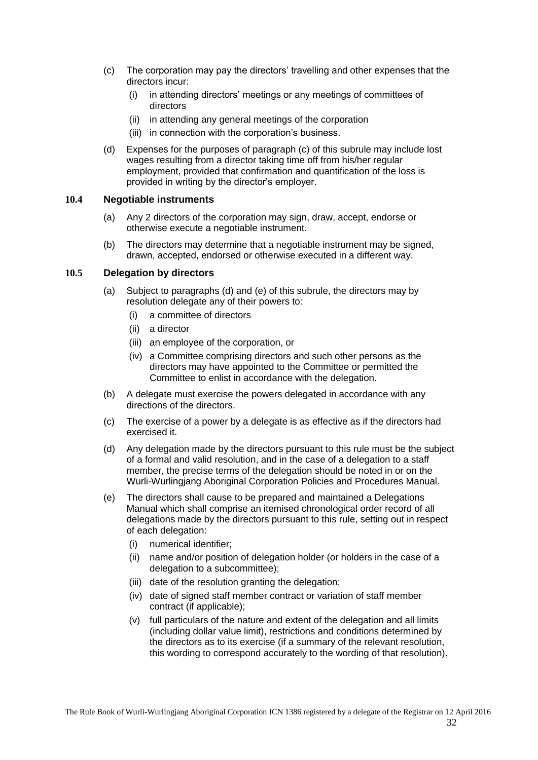(c) The corporation may pay the directors' travelling and other expenses that the directors incur:

  (i) in attending directors' meetings or any meetings of committees of directors
  (ii) in attending any general meetings of the corporation
  (iii) in connection with the corporation's business.

(d) Expenses for the purposes of paragraph (c) of this subrule may include lost wages resulting from a director taking time off from his/her regular employment, provided that confirmation and quantification of the loss is provided in writing by the director's employer.

### 10.4 Negotiable instruments

(a) Any 2 directors of the corporation may sign, draw, accept, endorse or otherwise execute a negotiable instrument.

(b) The directors may determine that a negotiable instrument may be signed, drawn, accepted, endorsed or otherwise executed in a different way.

### 10.5 Delegation by directors

(a) Subject to paragraphs (d) and (e) of this subrule, the directors may by resolution delegate any of their powers to:

  (i) a committee of directors
  (ii) a director
  (iii) an employee of the corporation, or
  (iv) a Committee comprising directors and such other persons as the directors may have appointed to the Committee or permitted the Committee to enlist in accordance with the delegation.

(b) A delegate must exercise the powers delegated in accordance with any directions of the directors.

(c) The exercise of a power by a delegate is as effective as if the directors had exercised it.

(d) Any delegation made by the directors pursuant to this rule must be the subject of a formal and valid resolution, and in the case of a delegation to a staff member, the precise terms of the delegation should be noted in or on the Wurli-Wurlingjang Aboriginal Corporation Policies and Procedures Manual.

(e) The directors shall cause to be prepared and maintained a Delegations Manual which shall comprise an itemised chronological order record of all delegations made by the directors pursuant to this rule, setting out in respect of each delegation:

  (i) numerical identifier;
  (ii) name and/or position of delegation holder (or holders in the case of a delegation to a subcommittee);
  (iii) date of the resolution granting the delegation;
  (iv) date of signed staff member contract or variation of staff member contract (if applicable);
  (v) full particulars of the nature and extent of the delegation and all limits (including dollar value limit), restrictions and conditions determined by the directors as to its exercise (if a summary of the relevant resolution, this wording to correspond accurately to the wording of that resolution).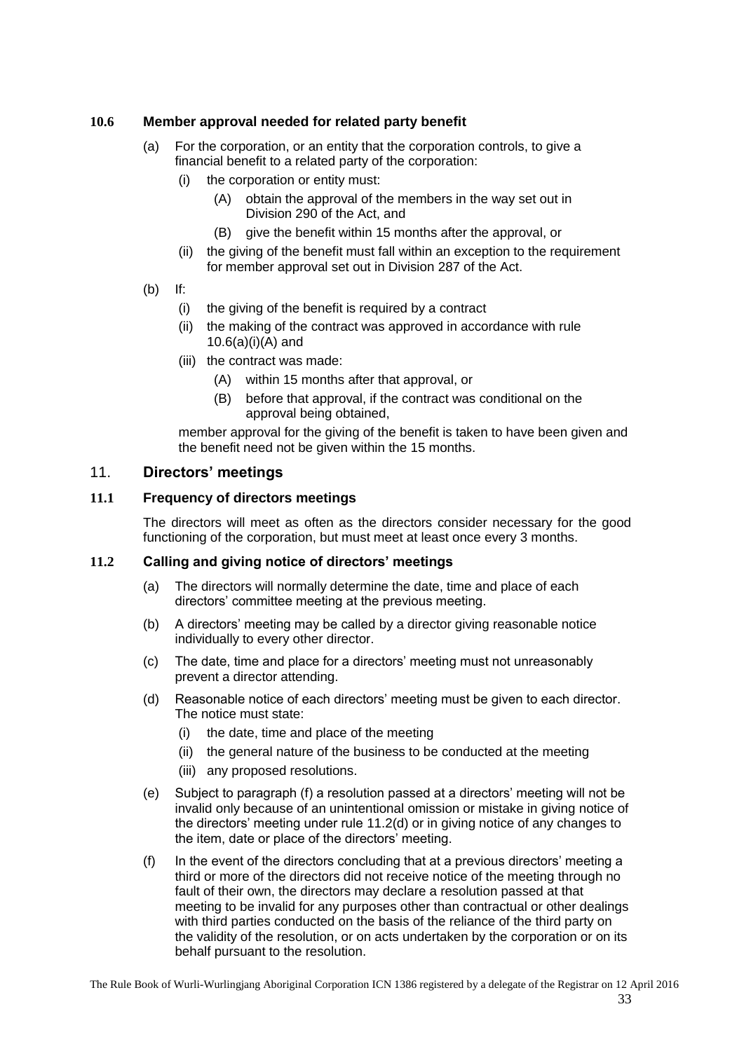### 10.6 Member approval needed for related party benefit

(a) For the corporation, or an entity that the corporation controls, to give a financial benefit to a related party of the corporation:

  (i) the corporation or entity must:

    (A) obtain the approval of the members in the way set out in Division 290 of the Act, and

    (B) give the benefit within 15 months after the approval, or

  (ii) the giving of the benefit must fall within an exception to the requirement for member approval set out in Division 287 of the Act.

(b) If:

  (i) the giving of the benefit is required by a contract

  (ii) the making of the contract was approved in accordance with rule 10.6(a)(i)(A) and

  (iii) the contract was made:

    (A) within 15 months after that approval, or

    (B) before that approval, if the contract was conditional on the approval being obtained,

  member approval for the giving of the benefit is taken to have been given and the benefit need not be given within the 15 months.

## 11. Directors' meetings

### 11.1 Frequency of directors meetings

The directors will meet as often as the directors consider necessary for the good functioning of the corporation, but must meet at least once every 3 months.

### 11.2 Calling and giving notice of directors' meetings

(a) The directors will normally determine the date, time and place of each directors' committee meeting at the previous meeting.

(b) A directors' meeting may be called by a director giving reasonable notice individually to every other director.

(c) The date, time and place for a directors' meeting must not unreasonably prevent a director attending.

(d) Reasonable notice of each directors' meeting must be given to each director. The notice must state:

  (i) the date, time and place of the meeting

  (ii) the general nature of the business to be conducted at the meeting

  (iii) any proposed resolutions.

(e) Subject to paragraph (f) a resolution passed at a directors' meeting will not be invalid only because of an unintentional omission or mistake in giving notice of the directors' meeting under rule 11.2(d) or in giving notice of any changes to the item, date or place of the directors' meeting.

(f) In the event of the directors concluding that at a previous directors' meeting a third or more of the directors did not receive notice of the meeting through no fault of their own, the directors may declare a resolution passed at that meeting to be invalid for any purposes other than contractual or other dealings with third parties conducted on the basis of the reliance of the third party on the validity of the resolution, or on acts undertaken by the corporation or on its behalf pursuant to the resolution.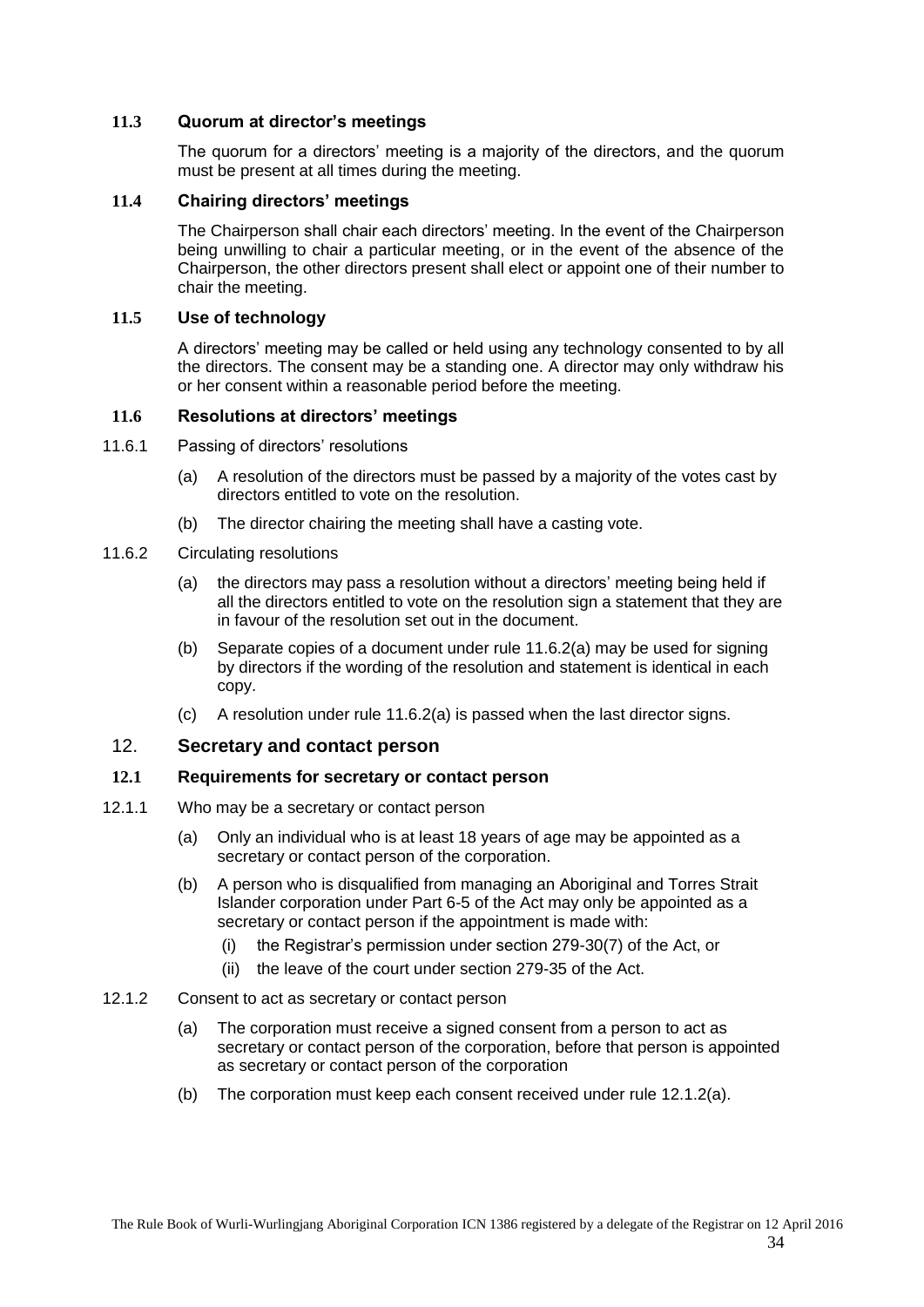### 11.3 Quorum at director's meetings

The quorum for a directors' meeting is a majority of the directors, and the quorum must be present at all times during the meeting.

### 11.4 Chairing directors' meetings

The Chairperson shall chair each directors' meeting. In the event of the Chairperson being unwilling to chair a particular meeting, or in the event of the absence of the Chairperson, the other directors present shall elect or appoint one of their number to chair the meeting.

### 11.5 Use of technology

A directors' meeting may be called or held using any technology consented to by all the directors. The consent may be a standing one. A director may only withdraw his or her consent within a reasonable period before the meeting.

### 11.6 Resolutions at directors' meetings

11.6.1 Passing of directors' resolutions

(a) A resolution of the directors must be passed by a majority of the votes cast by directors entitled to vote on the resolution.

(b) The director chairing the meeting shall have a casting vote.

11.6.2 Circulating resolutions

(a) the directors may pass a resolution without a directors' meeting being held if all the directors entitled to vote on the resolution sign a statement that they are in favour of the resolution set out in the document.

(b) Separate copies of a document under rule 11.6.2(a) may be used for signing by directors if the wording of the resolution and statement is identical in each copy.

(c) A resolution under rule 11.6.2(a) is passed when the last director signs.

## 12. Secretary and contact person

### 12.1 Requirements for secretary or contact person

12.1.1 Who may be a secretary or contact person

(a) Only an individual who is at least 18 years of age may be appointed as a secretary or contact person of the corporation.

(b) A person who is disqualified from managing an Aboriginal and Torres Strait Islander corporation under Part 6-5 of the Act may only be appointed as a secretary or contact person if the appointment is made with:

 (i) the Registrar's permission under section 279-30(7) of the Act, or

 (ii) the leave of the court under section 279-35 of the Act.

12.1.2 Consent to act as secretary or contact person

(a) The corporation must receive a signed consent from a person to act as secretary or contact person of the corporation, before that person is appointed as secretary or contact person of the corporation

(b) The corporation must keep each consent received under rule 12.1.2(a).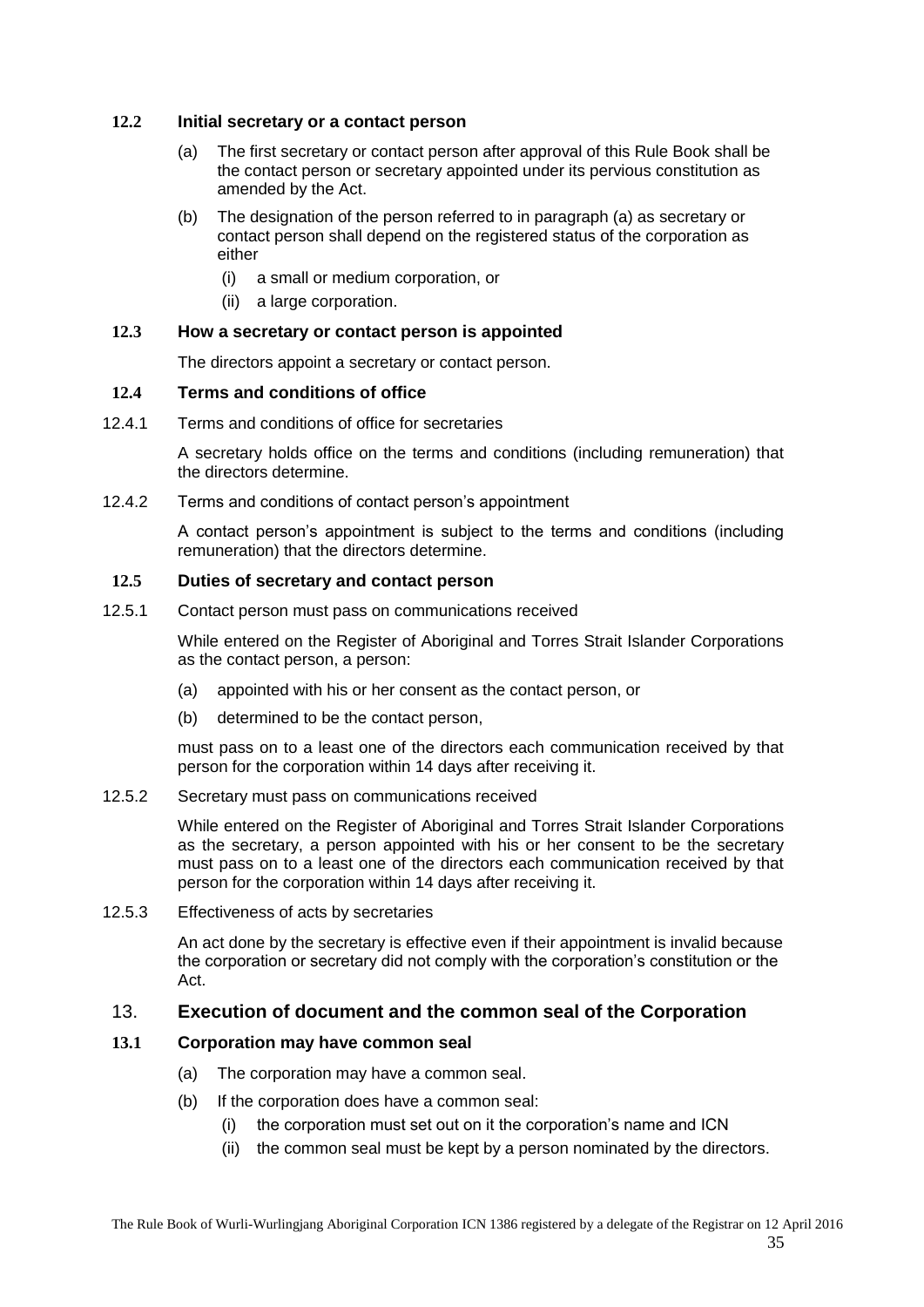### 12.2 Initial secretary or a contact person

(a) The first secretary or contact person after approval of this Rule Book shall be the contact person or secretary appointed under its pervious constitution as amended by the Act.

(b) The designation of the person referred to in paragraph (a) as secretary or contact person shall depend on the registered status of the corporation as either

  (i) a small or medium corporation, or

  (ii) a large corporation.

### 12.3 How a secretary or contact person is appointed

The directors appoint a secretary or contact person.

### 12.4 Terms and conditions of office

12.4.1 Terms and conditions of office for secretaries

A secretary holds office on the terms and conditions (including remuneration) that the directors determine.

12.4.2 Terms and conditions of contact person's appointment

A contact person's appointment is subject to the terms and conditions (including remuneration) that the directors determine.

### 12.5 Duties of secretary and contact person

12.5.1 Contact person must pass on communications received

While entered on the Register of Aboriginal and Torres Strait Islander Corporations as the contact person, a person:

(a) appointed with his or her consent as the contact person, or

(b) determined to be the contact person,

must pass on to a least one of the directors each communication received by that person for the corporation within 14 days after receiving it.

12.5.2 Secretary must pass on communications received

While entered on the Register of Aboriginal and Torres Strait Islander Corporations as the secretary, a person appointed with his or her consent to be the secretary must pass on to a least one of the directors each communication received by that person for the corporation within 14 days after receiving it.

12.5.3 Effectiveness of acts by secretaries

An act done by the secretary is effective even if their appointment is invalid because the corporation or secretary did not comply with the corporation's constitution or the Act.

## 13. Execution of document and the common seal of the Corporation

### 13.1 Corporation may have common seal

(a) The corporation may have a common seal.

(b) If the corporation does have a common seal:

  (i) the corporation must set out on it the corporation's name and ICN

  (ii) the common seal must be kept by a person nominated by the directors.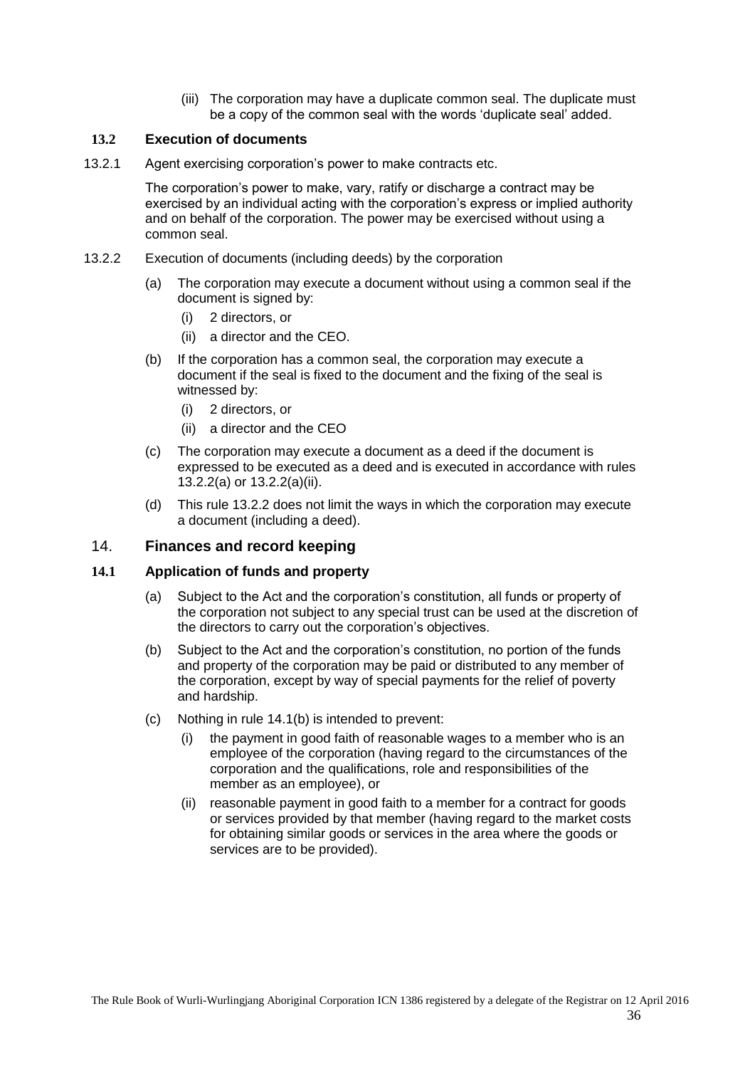(iii) The corporation may have a duplicate common seal. The duplicate must be a copy of the common seal with the words 'duplicate seal' added.

### 13.2 Execution of documents

13.2.1 Agent exercising corporation's power to make contracts etc.

The corporation's power to make, vary, ratify or discharge a contract may be exercised by an individual acting with the corporation's express or implied authority and on behalf of the corporation. The power may be exercised without using a common seal.

13.2.2 Execution of documents (including deeds) by the corporation

(a) The corporation may execute a document without using a common seal if the document is signed by:

- (i) 2 directors, or
- (ii) a director and the CEO.

(b) If the corporation has a common seal, the corporation may execute a document if the seal is fixed to the document and the fixing of the seal is witnessed by:

- (i) 2 directors, or
- (ii) a director and the CEO

(c) The corporation may execute a document as a deed if the document is expressed to be executed as a deed and is executed in accordance with rules 13.2.2(a) or 13.2.2(a)(ii).

(d) This rule 13.2.2 does not limit the ways in which the corporation may execute a document (including a deed).

## 14. Finances and record keeping

### 14.1 Application of funds and property

(a) Subject to the Act and the corporation's constitution, all funds or property of the corporation not subject to any special trust can be used at the discretion of the directors to carry out the corporation's objectives.

(b) Subject to the Act and the corporation's constitution, no portion of the funds and property of the corporation may be paid or distributed to any member of the corporation, except by way of special payments for the relief of poverty and hardship.

(c) Nothing in rule 14.1(b) is intended to prevent:

- (i) the payment in good faith of reasonable wages to a member who is an employee of the corporation (having regard to the circumstances of the corporation and the qualifications, role and responsibilities of the member as an employee), or
- (ii) reasonable payment in good faith to a member for a contract for goods or services provided by that member (having regard to the market costs for obtaining similar goods or services in the area where the goods or services are to be provided).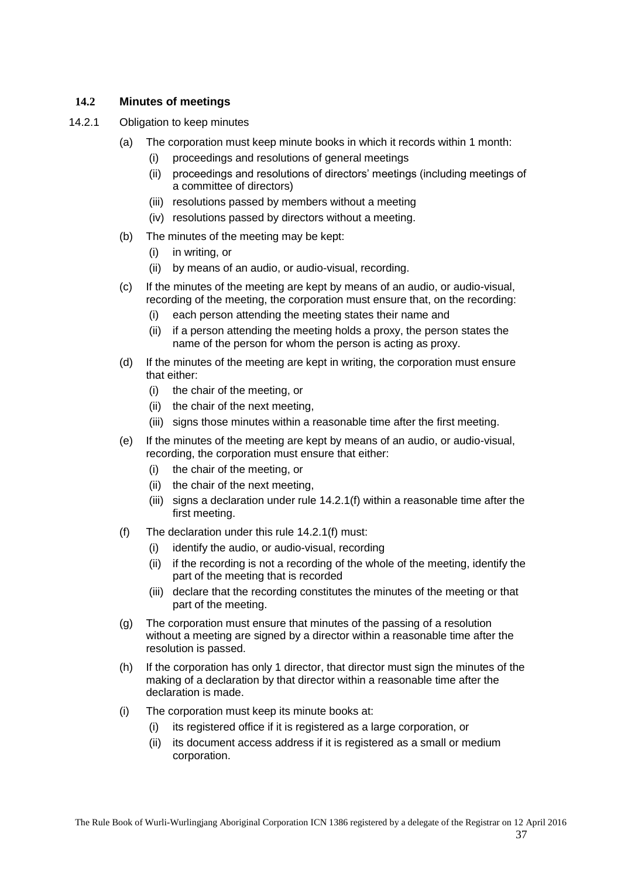### 14.2 Minutes of meetings

14.2.1 Obligation to keep minutes

(a) The corporation must keep minute books in which it records within 1 month:

   (i) proceedings and resolutions of general meetings

   (ii) proceedings and resolutions of directors' meetings (including meetings of a committee of directors)

   (iii) resolutions passed by members without a meeting

   (iv) resolutions passed by directors without a meeting.

(b) The minutes of the meeting may be kept:

   (i) in writing, or

   (ii) by means of an audio, or audio-visual, recording.

(c) If the minutes of the meeting are kept by means of an audio, or audio-visual, recording of the meeting, the corporation must ensure that, on the recording:

   (i) each person attending the meeting states their name and

   (ii) if a person attending the meeting holds a proxy, the person states the name of the person for whom the person is acting as proxy.

(d) If the minutes of the meeting are kept in writing, the corporation must ensure that either:

   (i) the chair of the meeting, or

   (ii) the chair of the next meeting,

   (iii) signs those minutes within a reasonable time after the first meeting.

(e) If the minutes of the meeting are kept by means of an audio, or audio-visual, recording, the corporation must ensure that either:

   (i) the chair of the meeting, or

   (ii) the chair of the next meeting,

   (iii) signs a declaration under rule 14.2.1(f) within a reasonable time after the first meeting.

(f) The declaration under this rule 14.2.1(f) must:

   (i) identify the audio, or audio-visual, recording

   (ii) if the recording is not a recording of the whole of the meeting, identify the part of the meeting that is recorded

   (iii) declare that the recording constitutes the minutes of the meeting or that part of the meeting.

(g) The corporation must ensure that minutes of the passing of a resolution without a meeting are signed by a director within a reasonable time after the resolution is passed.

(h) If the corporation has only 1 director, that director must sign the minutes of the making of a declaration by that director within a reasonable time after the declaration is made.

(i) The corporation must keep its minute books at:

   (i) its registered office if it is registered as a large corporation, or

   (ii) its document access address if it is registered as a small or medium corporation.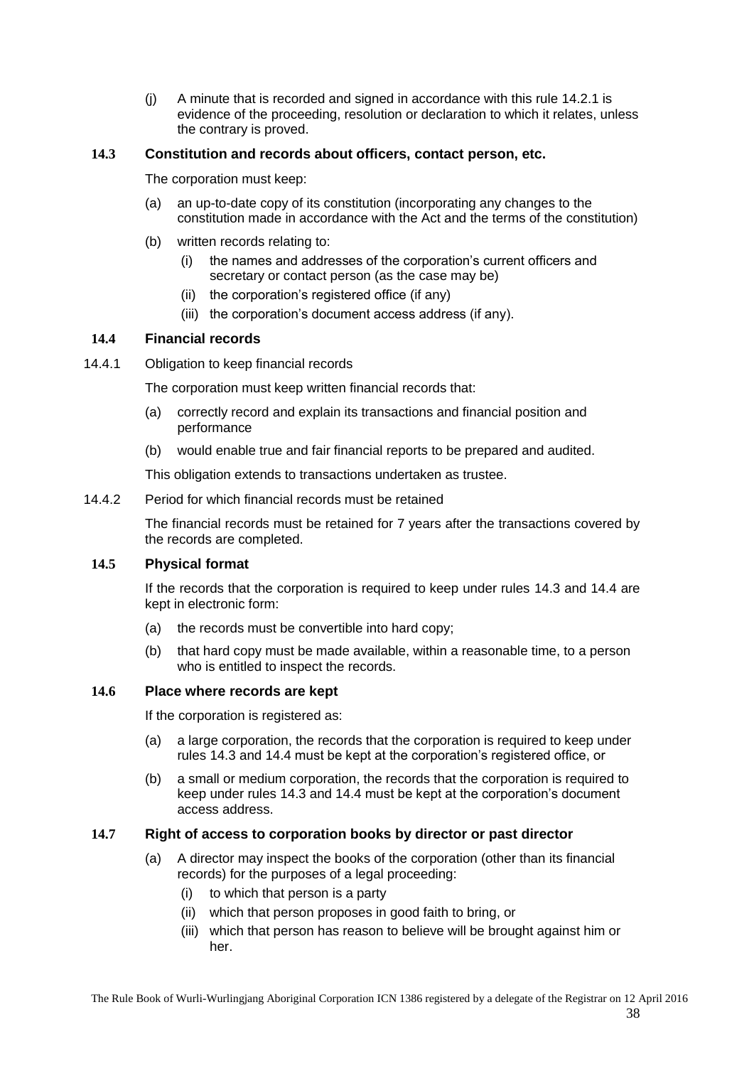(j) A minute that is recorded and signed in accordance with this rule 14.2.1 is evidence of the proceeding, resolution or declaration to which it relates, unless the contrary is proved.

### 14.3 Constitution and records about officers, contact person, etc.

The corporation must keep:

(a) an up-to-date copy of its constitution (incorporating any changes to the constitution made in accordance with the Act and the terms of the constitution)

(b) written records relating to:

- (i) the names and addresses of the corporation's current officers and secretary or contact person (as the case may be)
- (ii) the corporation's registered office (if any)
- (iii) the corporation's document access address (if any).

### 14.4 Financial records

14.4.1 Obligation to keep financial records

The corporation must keep written financial records that:

(a) correctly record and explain its transactions and financial position and performance

(b) would enable true and fair financial reports to be prepared and audited.

This obligation extends to transactions undertaken as trustee.

14.4.2 Period for which financial records must be retained

The financial records must be retained for 7 years after the transactions covered by the records are completed.

### 14.5 Physical format

If the records that the corporation is required to keep under rules 14.3 and 14.4 are kept in electronic form:

(a) the records must be convertible into hard copy;

(b) that hard copy must be made available, within a reasonable time, to a person who is entitled to inspect the records.

### 14.6 Place where records are kept

If the corporation is registered as:

(a) a large corporation, the records that the corporation is required to keep under rules 14.3 and 14.4 must be kept at the corporation's registered office, or

(b) a small or medium corporation, the records that the corporation is required to keep under rules 14.3 and 14.4 must be kept at the corporation's document access address.

### 14.7 Right of access to corporation books by director or past director

(a) A director may inspect the books of the corporation (other than its financial records) for the purposes of a legal proceeding:

- (i) to which that person is a party
- (ii) which that person proposes in good faith to bring, or
- (iii) which that person has reason to believe will be brought against him or her.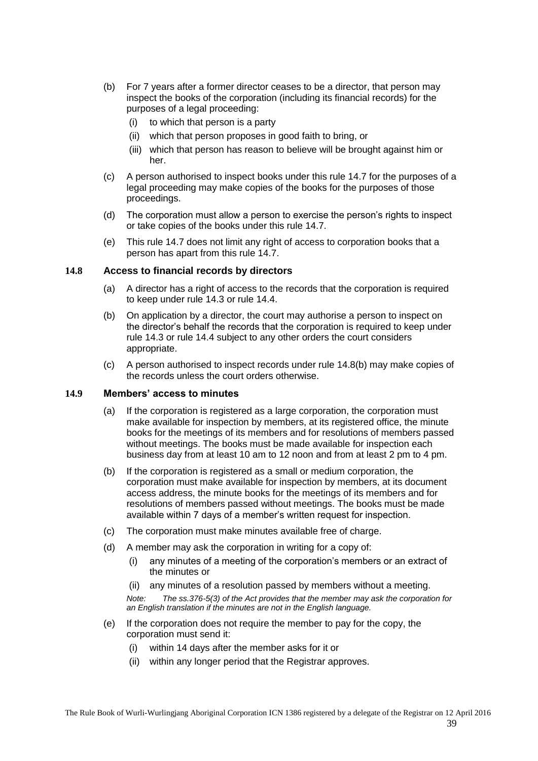(b) For 7 years after a former director ceases to be a director, that person may inspect the books of the corporation (including its financial records) for the purposes of a legal proceeding:

   (i) to which that person is a party

   (ii) which that person proposes in good faith to bring, or

   (iii) which that person has reason to believe will be brought against him or her.

(c) A person authorised to inspect books under this rule 14.7 for the purposes of a legal proceeding may make copies of the books for the purposes of those proceedings.

(d) The corporation must allow a person to exercise the person's rights to inspect or take copies of the books under this rule 14.7.

(e) This rule 14.7 does not limit any right of access to corporation books that a person has apart from this rule 14.7.

### 14.8 Access to financial records by directors

(a) A director has a right of access to the records that the corporation is required to keep under rule 14.3 or rule 14.4.

(b) On application by a director, the court may authorise a person to inspect on the director's behalf the records that the corporation is required to keep under rule 14.3 or rule 14.4 subject to any other orders the court considers appropriate.

(c) A person authorised to inspect records under rule 14.8(b) may make copies of the records unless the court orders otherwise.

### 14.9 Members' access to minutes

(a) If the corporation is registered as a large corporation, the corporation must make available for inspection by members, at its registered office, the minute books for the meetings of its members and for resolutions of members passed without meetings. The books must be made available for inspection each business day from at least 10 am to 12 noon and from at least 2 pm to 4 pm.

(b) If the corporation is registered as a small or medium corporation, the corporation must make available for inspection by members, at its document access address, the minute books for the meetings of its members and for resolutions of members passed without meetings. The books must be made available within 7 days of a member's written request for inspection.

(c) The corporation must make minutes available free of charge.

(d) A member may ask the corporation in writing for a copy of:

   (i) any minutes of a meeting of the corporation's members or an extract of the minutes or

   (ii) any minutes of a resolution passed by members without a meeting.

*Note: The ss.376-5(3) of the Act provides that the member may ask the corporation for an English translation if the minutes are not in the English language.*

(e) If the corporation does not require the member to pay for the copy, the corporation must send it:

   (i) within 14 days after the member asks for it or

   (ii) within any longer period that the Registrar approves.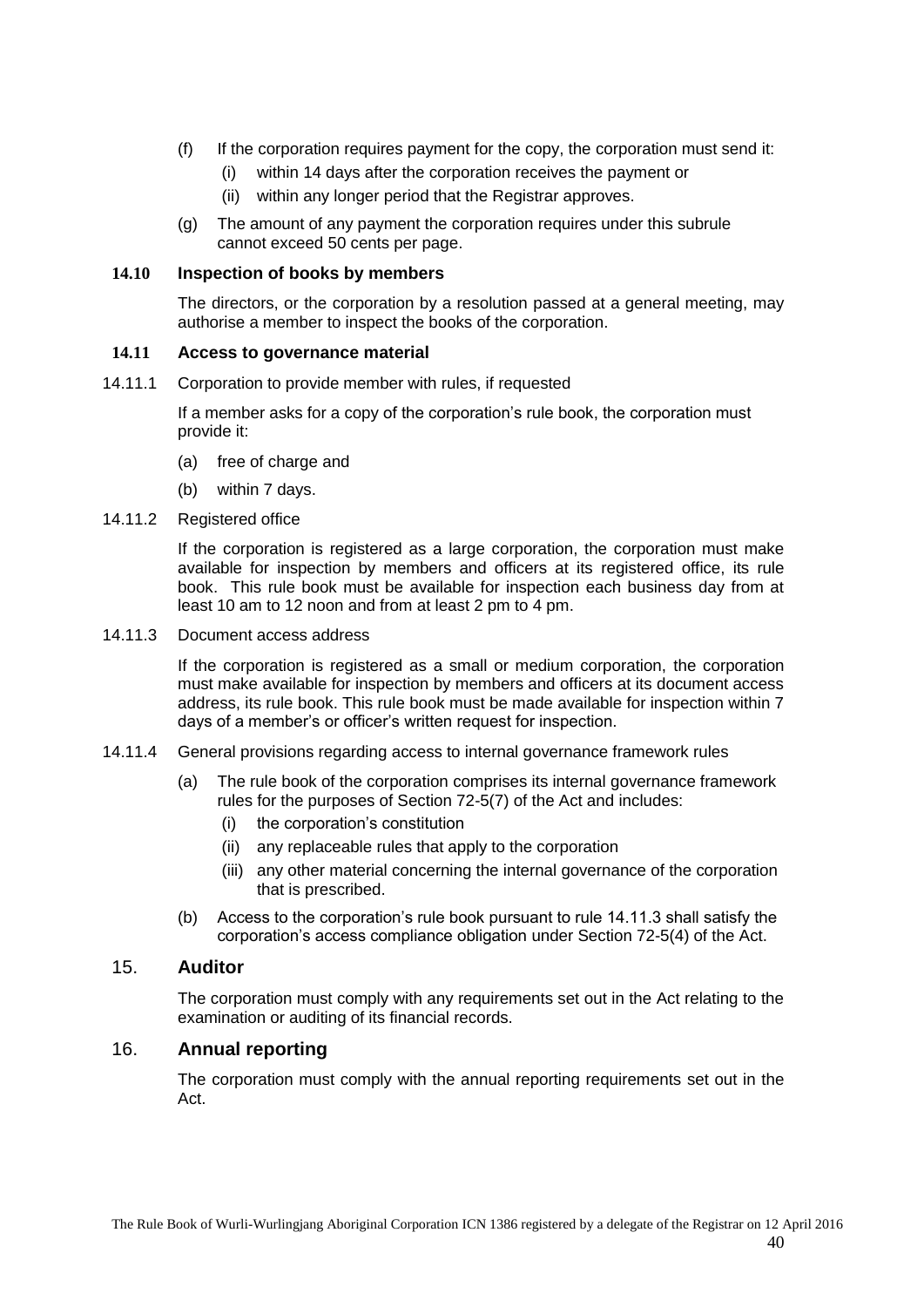(f) If the corporation requires payment for the copy, the corporation must send it:

  (i) within 14 days after the corporation receives the payment or

  (ii) within any longer period that the Registrar approves.

(g) The amount of any payment the corporation requires under this subrule cannot exceed 50 cents per page.

### 14.10 Inspection of books by members

The directors, or the corporation by a resolution passed at a general meeting, may authorise a member to inspect the books of the corporation.

### 14.11 Access to governance material

14.11.1 Corporation to provide member with rules, if requested

If a member asks for a copy of the corporation's rule book, the corporation must provide it:

(a) free of charge and

(b) within 7 days.

14.11.2 Registered office

If the corporation is registered as a large corporation, the corporation must make available for inspection by members and officers at its registered office, its rule book. This rule book must be available for inspection each business day from at least 10 am to 12 noon and from at least 2 pm to 4 pm.

14.11.3 Document access address

If the corporation is registered as a small or medium corporation, the corporation must make available for inspection by members and officers at its document access address, its rule book. This rule book must be made available for inspection within 7 days of a member's or officer's written request for inspection.

14.11.4 General provisions regarding access to internal governance framework rules

(a) The rule book of the corporation comprises its internal governance framework rules for the purposes of Section 72-5(7) of the Act and includes:

  (i) the corporation's constitution

  (ii) any replaceable rules that apply to the corporation

  (iii) any other material concerning the internal governance of the corporation that is prescribed.

(b) Access to the corporation's rule book pursuant to rule 14.11.3 shall satisfy the corporation's access compliance obligation under Section 72-5(4) of the Act.

## 15. Auditor

The corporation must comply with any requirements set out in the Act relating to the examination or auditing of its financial records.

## 16. Annual reporting

The corporation must comply with the annual reporting requirements set out in the Act.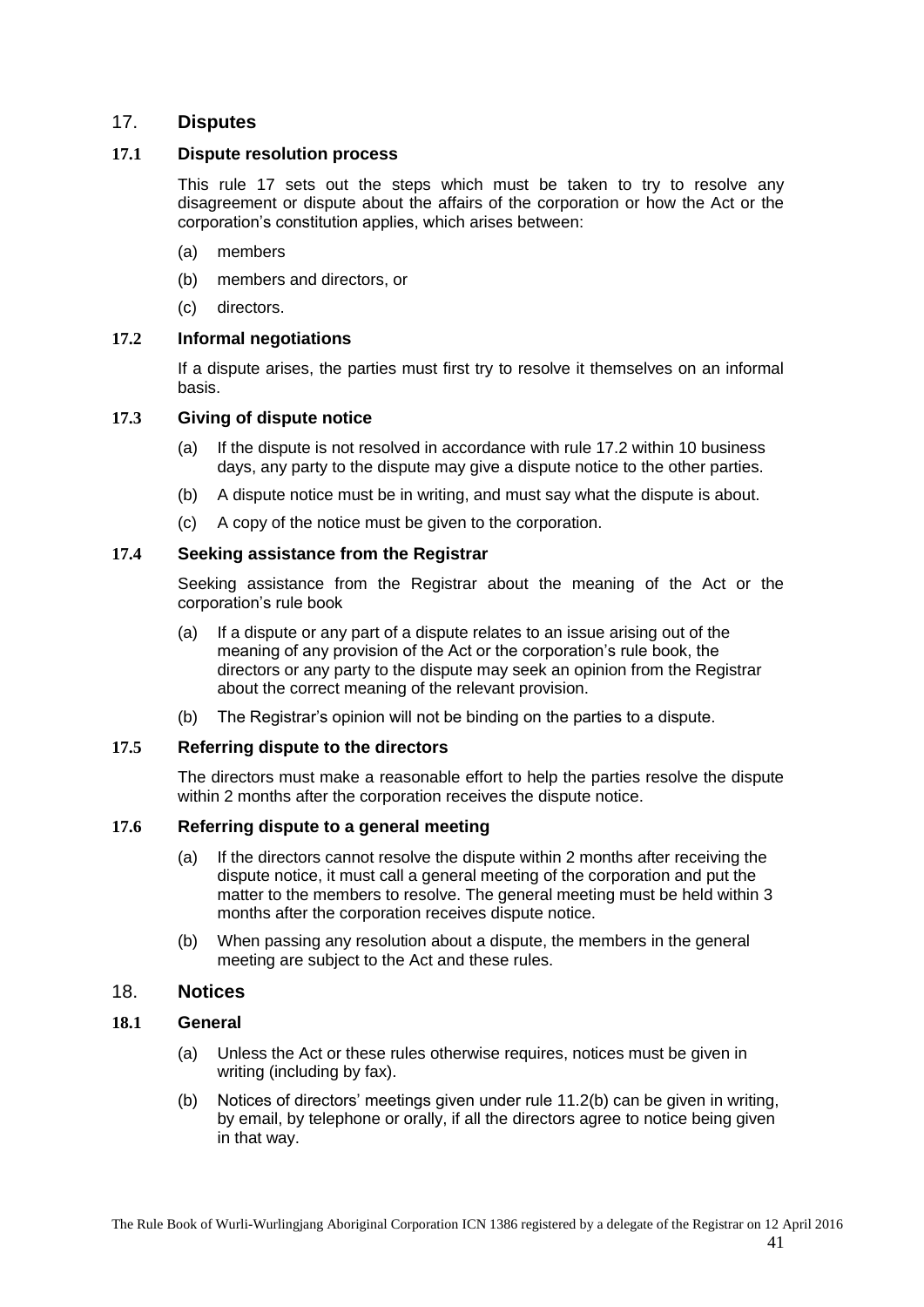## 17. Disputes

### 17.1 Dispute resolution process

This rule 17 sets out the steps which must be taken to try to resolve any disagreement or dispute about the affairs of the corporation or how the Act or the corporation's constitution applies, which arises between:

(a) members

(b) members and directors, or

(c) directors.

### 17.2 Informal negotiations

If a dispute arises, the parties must first try to resolve it themselves on an informal basis.

### 17.3 Giving of dispute notice

(a) If the dispute is not resolved in accordance with rule 17.2 within 10 business days, any party to the dispute may give a dispute notice to the other parties.

(b) A dispute notice must be in writing, and must say what the dispute is about.

(c) A copy of the notice must be given to the corporation.

### 17.4 Seeking assistance from the Registrar

Seeking assistance from the Registrar about the meaning of the Act or the corporation's rule book

(a) If a dispute or any part of a dispute relates to an issue arising out of the meaning of any provision of the Act or the corporation's rule book, the directors or any party to the dispute may seek an opinion from the Registrar about the correct meaning of the relevant provision.

(b) The Registrar's opinion will not be binding on the parties to a dispute.

### 17.5 Referring dispute to the directors

The directors must make a reasonable effort to help the parties resolve the dispute within 2 months after the corporation receives the dispute notice.

### 17.6 Referring dispute to a general meeting

(a) If the directors cannot resolve the dispute within 2 months after receiving the dispute notice, it must call a general meeting of the corporation and put the matter to the members to resolve. The general meeting must be held within 3 months after the corporation receives dispute notice.

(b) When passing any resolution about a dispute, the members in the general meeting are subject to the Act and these rules.

## 18. Notices

### 18.1 General

(a) Unless the Act or these rules otherwise requires, notices must be given in writing (including by fax).

(b) Notices of directors' meetings given under rule 11.2(b) can be given in writing, by email, by telephone or orally, if all the directors agree to notice being given in that way.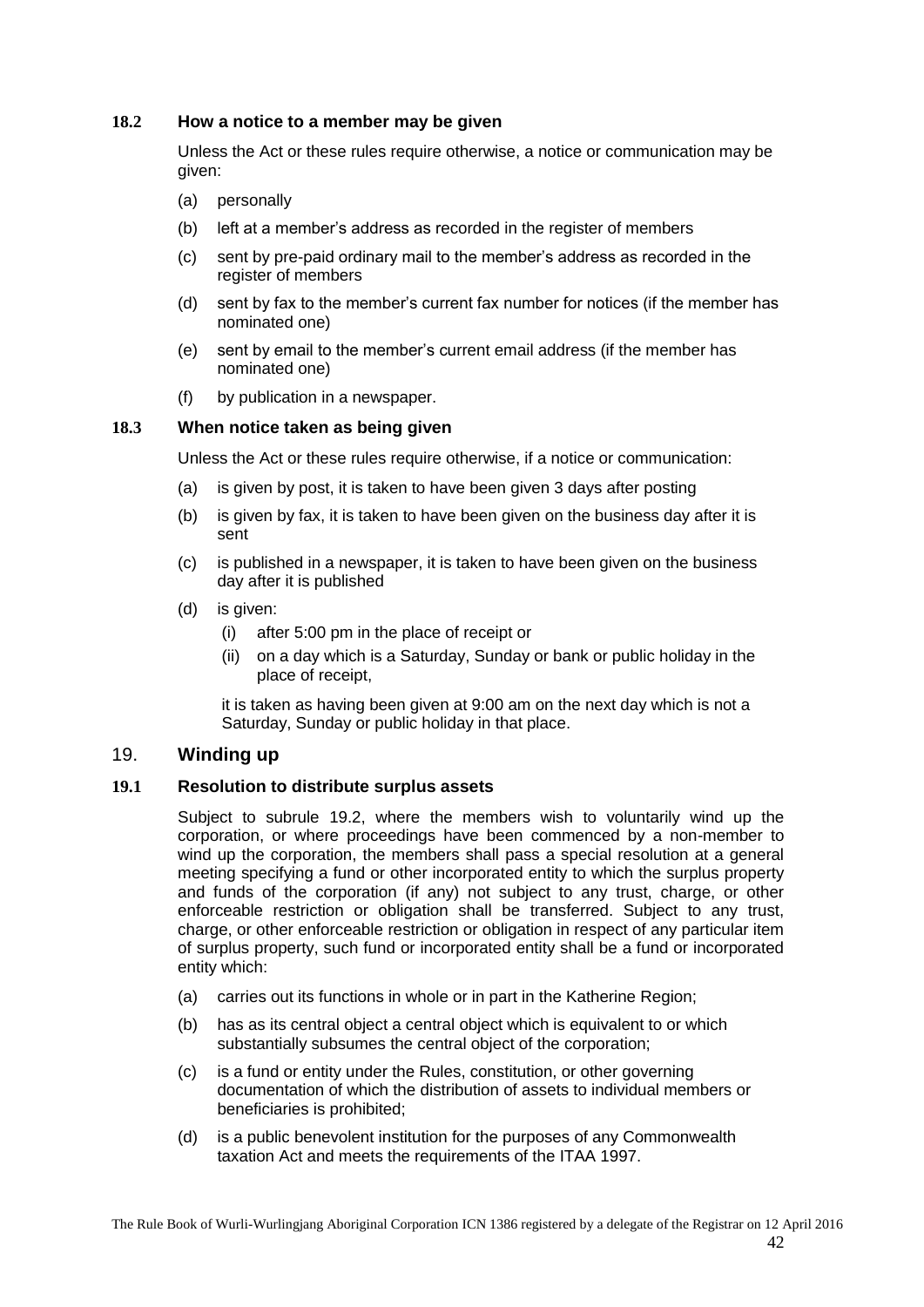### 18.2 How a notice to a member may be given

Unless the Act or these rules require otherwise, a notice or communication may be given:

(a) personally

(b) left at a member's address as recorded in the register of members

(c) sent by pre-paid ordinary mail to the member's address as recorded in the register of members

(d) sent by fax to the member's current fax number for notices (if the member has nominated one)

(e) sent by email to the member's current email address (if the member has nominated one)

(f) by publication in a newspaper.

### 18.3 When notice taken as being given

Unless the Act or these rules require otherwise, if a notice or communication:

(a) is given by post, it is taken to have been given 3 days after posting

(b) is given by fax, it is taken to have been given on the business day after it is sent

(c) is published in a newspaper, it is taken to have been given on the business day after it is published

(d) is given:

  (i) after 5:00 pm in the place of receipt or

  (ii) on a day which is a Saturday, Sunday or bank or public holiday in the place of receipt,

  it is taken as having been given at 9:00 am on the next day which is not a Saturday, Sunday or public holiday in that place.

## 19. Winding up

### 19.1 Resolution to distribute surplus assets

Subject to subrule 19.2, where the members wish to voluntarily wind up the corporation, or where proceedings have been commenced by a non-member to wind up the corporation, the members shall pass a special resolution at a general meeting specifying a fund or other incorporated entity to which the surplus property and funds of the corporation (if any) not subject to any trust, charge, or other enforceable restriction or obligation shall be transferred. Subject to any trust, charge, or other enforceable restriction or obligation in respect of any particular item of surplus property, such fund or incorporated entity shall be a fund or incorporated entity which:

(a) carries out its functions in whole or in part in the Katherine Region;

(b) has as its central object a central object which is equivalent to or which substantially subsumes the central object of the corporation;

(c) is a fund or entity under the Rules, constitution, or other governing documentation of which the distribution of assets to individual members or beneficiaries is prohibited;

(d) is a public benevolent institution for the purposes of any Commonwealth taxation Act and meets the requirements of the ITAA 1997.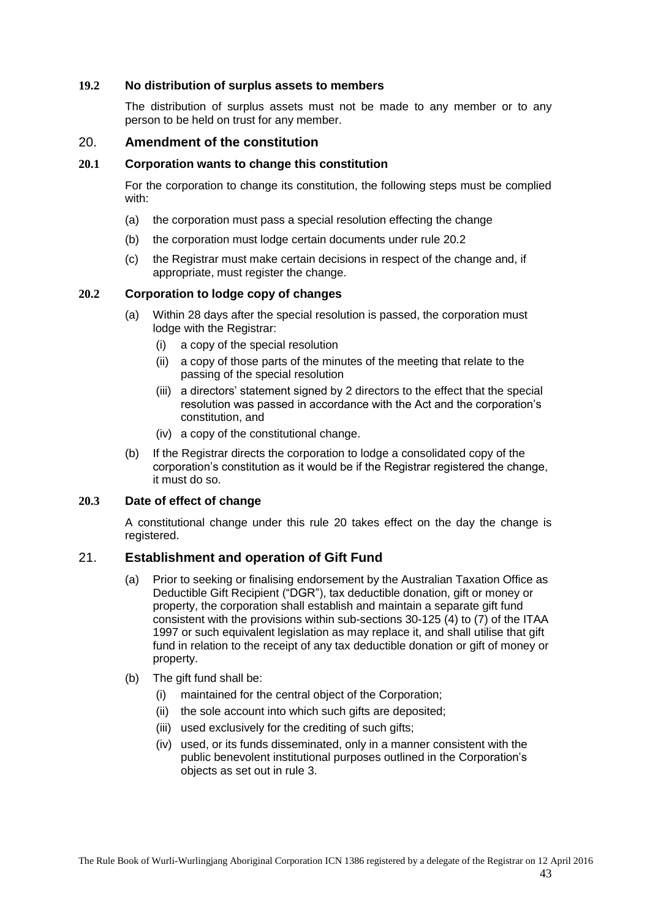### 19.2 No distribution of surplus assets to members

The distribution of surplus assets must not be made to any member or to any person to be held on trust for any member.

## 20. Amendment of the constitution

### 20.1 Corporation wants to change this constitution

For the corporation to change its constitution, the following steps must be complied with:

(a) the corporation must pass a special resolution effecting the change

(b) the corporation must lodge certain documents under rule 20.2

(c) the Registrar must make certain decisions in respect of the change and, if appropriate, must register the change.

### 20.2 Corporation to lodge copy of changes

(a) Within 28 days after the special resolution is passed, the corporation must lodge with the Registrar:

  (i) a copy of the special resolution

  (ii) a copy of those parts of the minutes of the meeting that relate to the passing of the special resolution

  (iii) a directors' statement signed by 2 directors to the effect that the special resolution was passed in accordance with the Act and the corporation's constitution, and

  (iv) a copy of the constitutional change.

(b) If the Registrar directs the corporation to lodge a consolidated copy of the corporation's constitution as it would be if the Registrar registered the change, it must do so.

### 20.3 Date of effect of change

A constitutional change under this rule 20 takes effect on the day the change is registered.

## 21. Establishment and operation of Gift Fund

(a) Prior to seeking or finalising endorsement by the Australian Taxation Office as Deductible Gift Recipient ("DGR"), tax deductible donation, gift or money or property, the corporation shall establish and maintain a separate gift fund consistent with the provisions within sub-sections 30-125 (4) to (7) of the ITAA 1997 or such equivalent legislation as may replace it, and shall utilise that gift fund in relation to the receipt of any tax deductible donation or gift of money or property.

(b) The gift fund shall be:

  (i) maintained for the central object of the Corporation;

  (ii) the sole account into which such gifts are deposited;

  (iii) used exclusively for the crediting of such gifts;

  (iv) used, or its funds disseminated, only in a manner consistent with the public benevolent institutional purposes outlined in the Corporation's objects as set out in rule 3.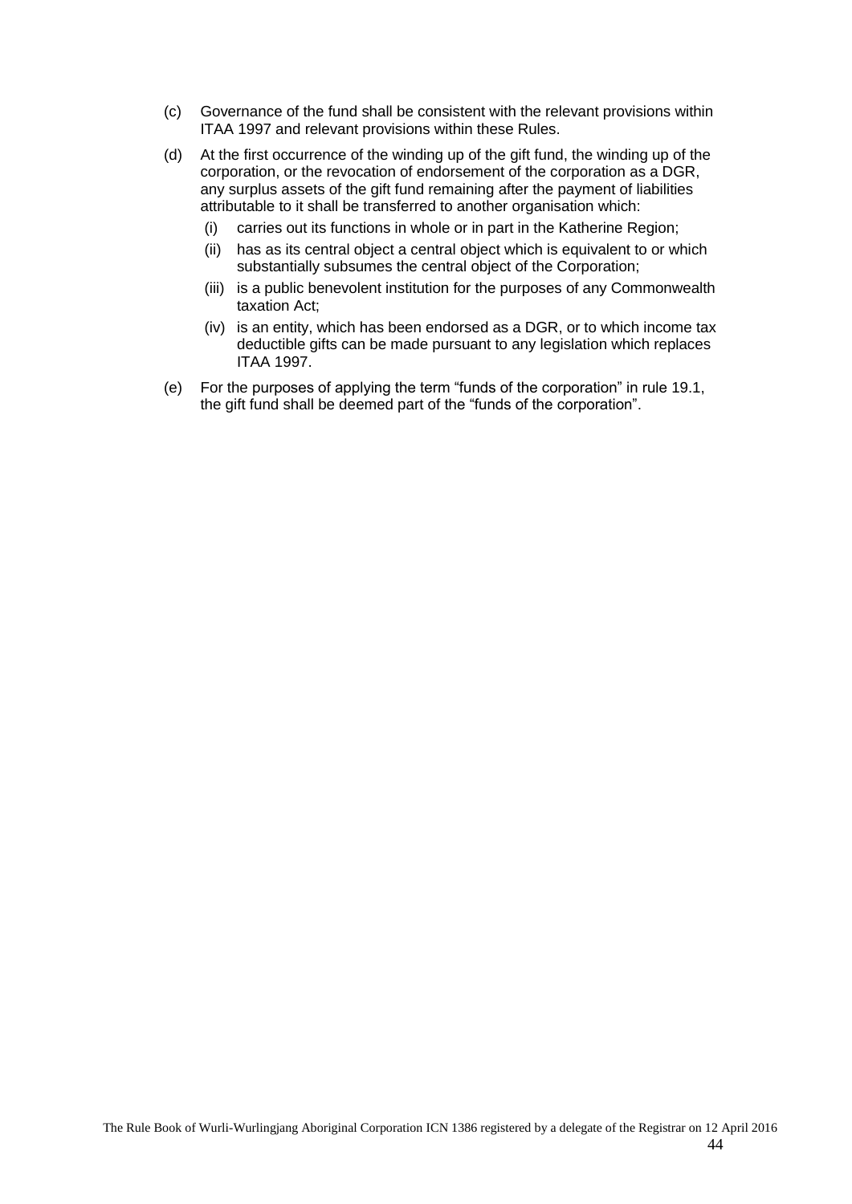(c) Governance of the fund shall be consistent with the relevant provisions within ITAA 1997 and relevant provisions within these Rules.

(d) At the first occurrence of the winding up of the gift fund, the winding up of the corporation, or the revocation of endorsement of the corporation as a DGR, any surplus assets of the gift fund remaining after the payment of liabilities attributable to it shall be transferred to another organisation which:

   (i) carries out its functions in whole or in part in the Katherine Region;

   (ii) has as its central object a central object which is equivalent to or which substantially subsumes the central object of the Corporation;

   (iii) is a public benevolent institution for the purposes of any Commonwealth taxation Act;

   (iv) is an entity, which has been endorsed as a DGR, or to which income tax deductible gifts can be made pursuant to any legislation which replaces ITAA 1997.

(e) For the purposes of applying the term "funds of the corporation" in rule 19.1, the gift fund shall be deemed part of the "funds of the corporation".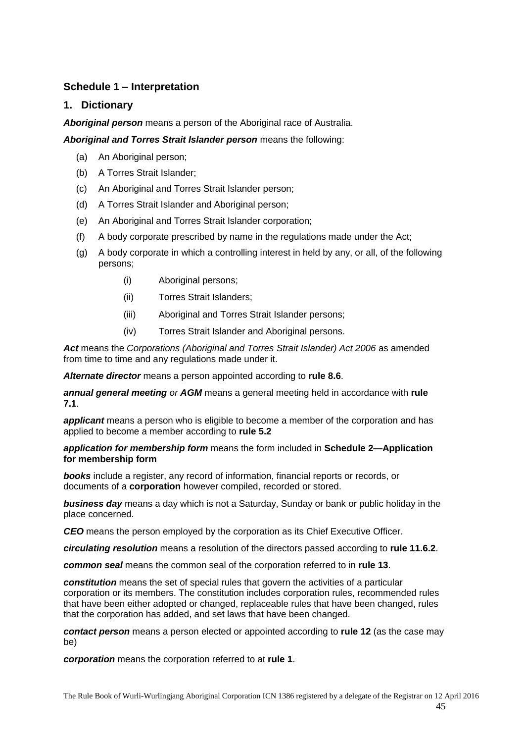## Schedule 1 – Interpretation

### 1. Dictionary

***Aboriginal person*** means a person of the Aboriginal race of Australia.

***Aboriginal and Torres Strait Islander person*** means the following:

- (a) An Aboriginal person;
- (b) A Torres Strait Islander;
- (c) An Aboriginal and Torres Strait Islander person;
- (d) A Torres Strait Islander and Aboriginal person;
- (e) An Aboriginal and Torres Strait Islander corporation;
- (f) A body corporate prescribed by name in the regulations made under the Act;
- (g) A body corporate in which a controlling interest in held by any, or all, of the following persons;
  - (i) Aboriginal persons;
  - (ii) Torres Strait Islanders;
  - (iii) Aboriginal and Torres Strait Islander persons;
  - (iv) Torres Strait Islander and Aboriginal persons.

***Act*** means the *Corporations (Aboriginal and Torres Strait Islander) Act 2006* as amended from time to time and any regulations made under it.

***Alternate director*** means a person appointed according to **rule 8.6**.

***annual general meeting*** *or* ***AGM*** means a general meeting held in accordance with **rule 7.1**.

***applicant*** means a person who is eligible to become a member of the corporation and has applied to become a member according to **rule 5.2**

***application for membership form*** means the form included in **Schedule 2—Application for membership form**

***books*** include a register, any record of information, financial reports or records, or documents of a **corporation** however compiled, recorded or stored.

***business day*** means a day which is not a Saturday, Sunday or bank or public holiday in the place concerned.

***CEO*** means the person employed by the corporation as its Chief Executive Officer.

***circulating resolution*** means a resolution of the directors passed according to **rule 11.6.2**.

***common seal*** means the common seal of the corporation referred to in **rule 13**.

***constitution*** means the set of special rules that govern the activities of a particular corporation or its members. The constitution includes corporation rules, recommended rules that have been either adopted or changed, replaceable rules that have been changed, rules that the corporation has added, and set laws that have been changed.

***contact person*** means a person elected or appointed according to **rule 12** (as the case may be)

***corporation*** means the corporation referred to at **rule 1**.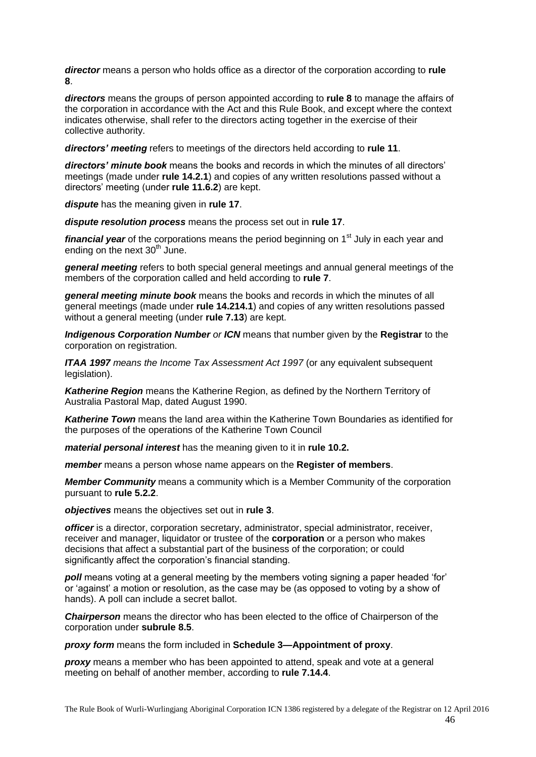***director*** means a person who holds office as a director of the corporation according to **rule 8**.

***directors*** means the groups of person appointed according to **rule 8** to manage the affairs of the corporation in accordance with the Act and this Rule Book, and except where the context indicates otherwise, shall refer to the directors acting together in the exercise of their collective authority.

***directors' meeting*** refers to meetings of the directors held according to **rule 11**.

***directors' minute book*** means the books and records in which the minutes of all directors' meetings (made under **rule 14.2.1**) and copies of any written resolutions passed without a directors' meeting (under **rule 11.6.2**) are kept.

***dispute*** has the meaning given in **rule 17**.

***dispute resolution process*** means the process set out in **rule 17**.

***financial year*** of the corporations means the period beginning on 1st July in each year and ending on the next 30th June.

***general meeting*** refers to both special general meetings and annual general meetings of the members of the corporation called and held according to **rule 7**.

***general meeting minute book*** means the books and records in which the minutes of all general meetings (made under **rule 14.214.1**) and copies of any written resolutions passed without a general meeting (under **rule 7.13**) are kept.

***Indigenous Corporation Number*** *or* ***ICN*** means that number given by the **Registrar** to the corporation on registration.

***ITAA 1997*** *means the Income Tax Assessment Act 1997* (or any equivalent subsequent legislation).

***Katherine Region*** means the Katherine Region, as defined by the Northern Territory of Australia Pastoral Map, dated August 1990.

***Katherine Town*** means the land area within the Katherine Town Boundaries as identified for the purposes of the operations of the Katherine Town Council

***material personal interest*** has the meaning given to it in **rule 10.2.**

***member*** means a person whose name appears on the **Register of members**.

***Member Community*** means a community which is a Member Community of the corporation pursuant to **rule 5.2.2**.

***objectives*** means the objectives set out in **rule 3**.

***officer*** is a director, corporation secretary, administrator, special administrator, receiver, receiver and manager, liquidator or trustee of the **corporation** or a person who makes decisions that affect a substantial part of the business of the corporation; or could significantly affect the corporation's financial standing.

***poll*** means voting at a general meeting by the members voting signing a paper headed 'for' or 'against' a motion or resolution, as the case may be (as opposed to voting by a show of hands). A poll can include a secret ballot.

***Chairperson*** means the director who has been elected to the office of Chairperson of the corporation under **subrule 8.5**.

***proxy form*** means the form included in **Schedule 3—Appointment of proxy**.

***proxy*** means a member who has been appointed to attend, speak and vote at a general meeting on behalf of another member, according to **rule 7.14.4**.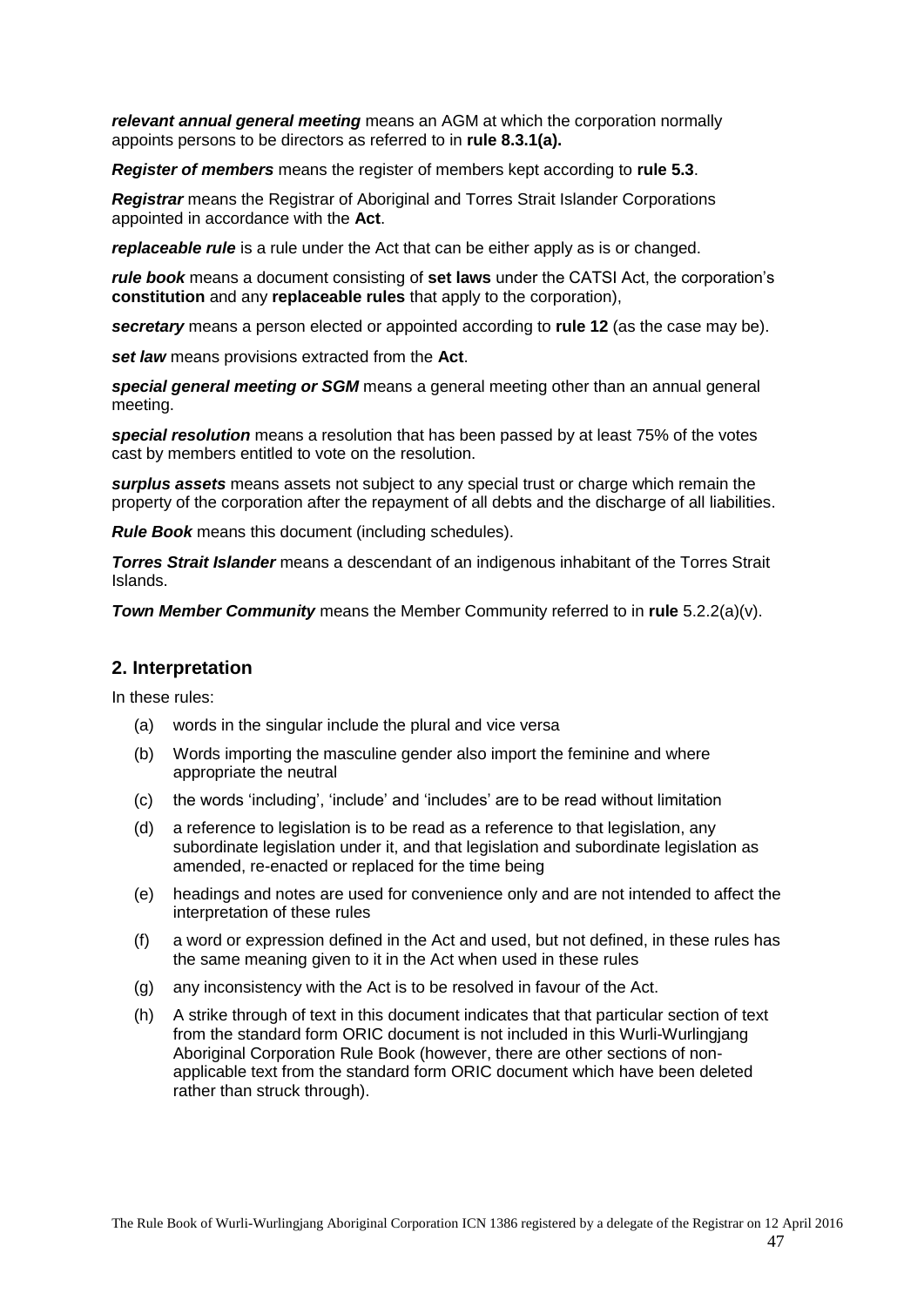***relevant annual general meeting*** means an AGM at which the corporation normally appoints persons to be directors as referred to in **rule 8.3.1(a).**

***Register of members*** means the register of members kept according to **rule 5.3**.

***Registrar*** means the Registrar of Aboriginal and Torres Strait Islander Corporations appointed in accordance with the **Act**.

***replaceable rule*** is a rule under the Act that can be either apply as is or changed.

***rule book*** means a document consisting of **set laws** under the CATSI Act, the corporation's **constitution** and any **replaceable rules** that apply to the corporation),

***secretary*** means a person elected or appointed according to **rule 12** (as the case may be).

***set law*** means provisions extracted from the **Act**.

***special general meeting or SGM*** means a general meeting other than an annual general meeting.

***special resolution*** means a resolution that has been passed by at least 75% of the votes cast by members entitled to vote on the resolution.

***surplus assets*** means assets not subject to any special trust or charge which remain the property of the corporation after the repayment of all debts and the discharge of all liabilities.

***Rule Book*** means this document (including schedules).

***Torres Strait Islander*** means a descendant of an indigenous inhabitant of the Torres Strait Islands.

***Town Member Community*** means the Member Community referred to in **rule** 5.2.2(a)(v).

## 2. Interpretation

In these rules:

(a) words in the singular include the plural and vice versa

(b) Words importing the masculine gender also import the feminine and where appropriate the neutral

(c) the words 'including', 'include' and 'includes' are to be read without limitation

(d) a reference to legislation is to be read as a reference to that legislation, any subordinate legislation under it, and that legislation and subordinate legislation as amended, re-enacted or replaced for the time being

(e) headings and notes are used for convenience only and are not intended to affect the interpretation of these rules

(f) a word or expression defined in the Act and used, but not defined, in these rules has the same meaning given to it in the Act when used in these rules

(g) any inconsistency with the Act is to be resolved in favour of the Act.

(h) A strike through of text in this document indicates that that particular section of text from the standard form ORIC document is not included in this Wurli-Wurlingjang Aboriginal Corporation Rule Book (however, there are other sections of non-applicable text from the standard form ORIC document which have been deleted rather than struck through).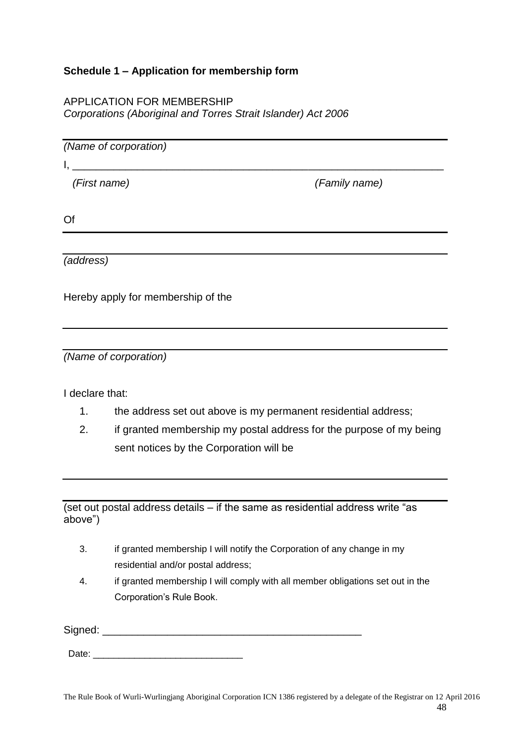**Schedule 1 – Application for membership form**

APPLICATION FOR MEMBERSHIP
*Corporations (Aboriginal and Torres Strait Islander) Act 2006*

---

*(Name of corporation)*

I, ________________________________________________________________

*(First name)* *(Family name)*

Of

---

---

*(address)*

Hereby apply for membership of the

---

---

*(Name of corporation)*

I declare that:

1. the address set out above is my permanent residential address;
2. if granted membership my postal address for the purpose of my being sent notices by the Corporation will be

---

---

(set out postal address details – if the same as residential address write "as above")

3. if granted membership I will notify the Corporation of any change in my residential and/or postal address;
4. if granted membership I will comply with all member obligations set out in the Corporation's Rule Book.

Signed: ______________________________________________

Date: ____________________________

The Rule Book of Wurli-Wurlingjang Aboriginal Corporation ICN 1386 registered by a delegate of the Registrar on 12 April 2016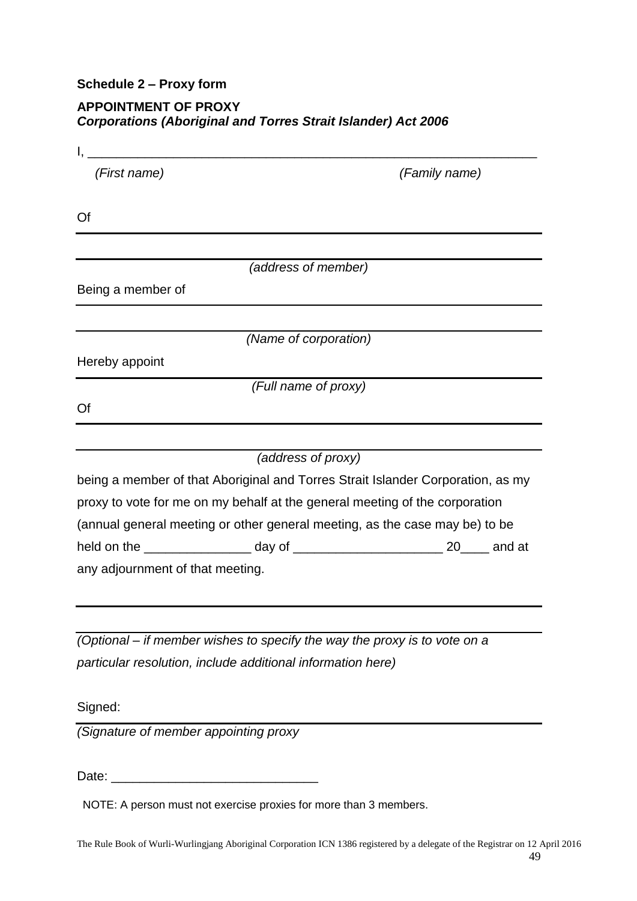**Schedule 2 – Proxy form**

**APPOINTMENT OF PROXY**
***Corporations (Aboriginal and Torres Strait Islander) Act 2006***

I, ________________________________________________________________

*(First name)* *(Family name)*

Of

________________________________________________________________

________________________________________________________________

*(address of member)*

Being a member of

________________________________________________________________

________________________________________________________________

*(Name of corporation)*

Hereby appoint

________________________________________________________________

*(Full name of proxy)*

Of

________________________________________________________________

________________________________________________________________

*(address of proxy)*

being a member of that Aboriginal and Torres Strait Islander Corporation, as my proxy to vote for me on my behalf at the general meeting of the corporation (annual general meeting or other general meeting, as the case may be) to be held on the _______________ day of _____________________ 20____ and at any adjournment of that meeting.

________________________________________________________________

________________________________________________________________

*(Optional – if member wishes to specify the way the proxy is to vote on a particular resolution, include additional information here)*

Signed:

________________________________________________________________

*(Signature of member appointing proxy*

Date: _____________________________

NOTE: A person must not exercise proxies for more than 3 members.

The Rule Book of Wurli-Wurlingjang Aboriginal Corporation ICN 1386 registered by a delegate of the Registrar on 12 April 2016